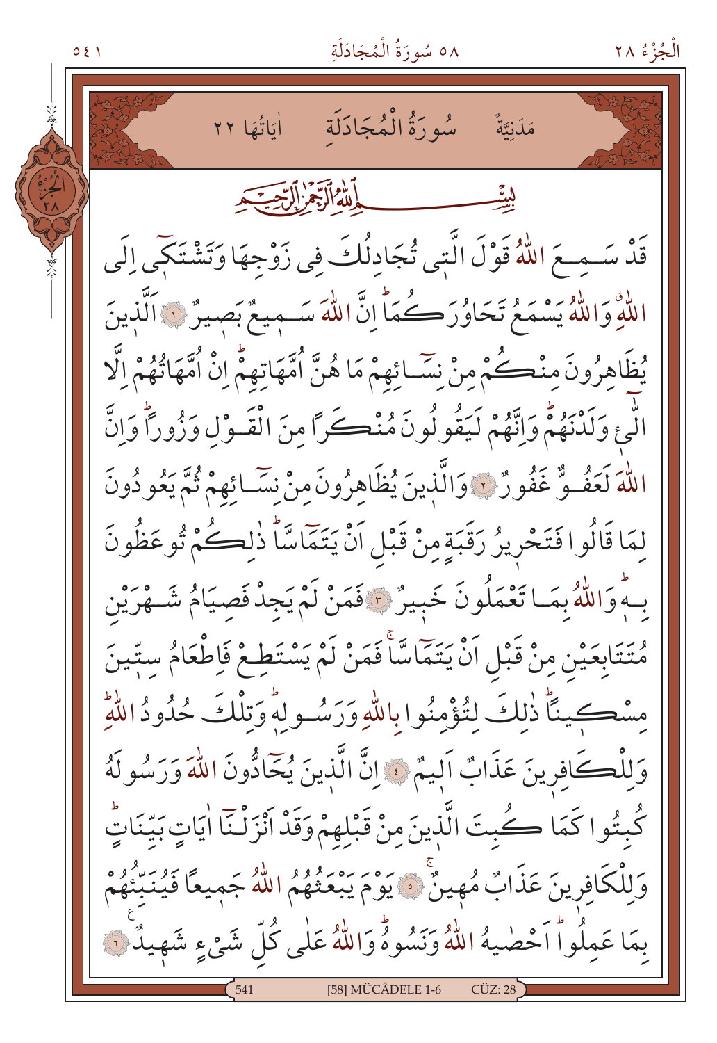مَدَنِيَّةٌ    سُورَةُ الْمُجَادَلَةِ    اٰيَاتُهَا ٢٢

بِسْمِ اللّٰهِ الرَّحْمٰنِ الرَّحِيمِ

قَدْ سَمِعَ اللّٰهُ قَوْلَ الَّت۪ي تُجَادِلُكَ ف۪ي زَوْجِهَا وَتَشْتَك۪ٓي اِلَى اللّٰهِۗ وَاللّٰهُ يَسْمَعُ تَحَاوُرَكُمَاۜ اِنَّ اللّٰهَ سَم۪يعٌ بَص۪يرٌ ﴿١﴾ اَلَّذ۪ينَ يُظَاهِرُونَ مِنْكُمْ مِنْ نِسَٓائِهِمْ مَا هُنَّ اُمَّهَاتِهِمْۜ اِنْ اُمَّهَاتُهُمْ اِلَّا الّٰٓـئ۪ي وَلَدْنَهُمْۜ وَاِنَّهُمْ لَيَقُولُونَ مُنْكَراً مِنَ الْقَوْلِ وَزُوراًۜ وَاِنَّ اللّٰهَ لَعَفُوٌّ غَفُورٌ ﴿٢﴾ وَالَّذ۪ينَ يُظَاهِرُونَ مِنْ نِسَٓائِهِمْ ثُمَّ يَعُودُونَ لِمَا قَالُوا فَتَحْر۪يرُ رَقَبَةٍ مِنْ قَبْلِ اَنْ يَتَمَٓاسَّاۜ ذٰلِكُمْ تُوعَظُونَ بِه۪ۜ وَاللّٰهُ بِمَا تَعْمَلُونَ خَب۪يرٌ ﴿٣﴾ فَمَنْ لَمْ يَجِدْ فَصِيَامُ شَهْرَيْنِ مُتَتَابِعَيْنِ مِنْ قَبْلِ اَنْ يَتَمَٓاسَّاۚ فَمَنْ لَمْ يَسْتَطِعْ فَاِطْعَامُ سِتّ۪ينَ مِسْك۪يناًۜ ذٰلِكَ لِتُؤْمِنُوا بِاللّٰهِ وَرَسُولِه۪ۜ وَتِلْكَ حُدُودُ اللّٰهِۜ وَلِلْكَافِر۪ينَ عَذَابٌ اَل۪يمٌ ﴿٤﴾ اِنَّ الَّذ۪ينَ يُحَٓادُّونَ اللّٰهَ وَرَسُولَهُ كُبِتُوا كَمَا كُبِتَ الَّذ۪ينَ مِنْ قَبْلِهِمْ وَقَدْ اَنْزَلْنَٓا اٰيَاتٍ بَيِّنَاتٍۜ وَلِلْكَافِر۪ينَ عَذَابٌ مُه۪ينٌۚ ﴿٥﴾ يَوْمَ يَبْعَثُهُمُ اللّٰهُ جَم۪يعاً فَيُنَبِّئُهُمْ بِمَا عَمِلُواۜ اَحْصٰيهُ اللّٰهُ وَنَسُوهُۜ وَاللّٰهُ عَلٰى كُلِّ شَيْءٍ شَه۪يدٌ ﴿٦﴾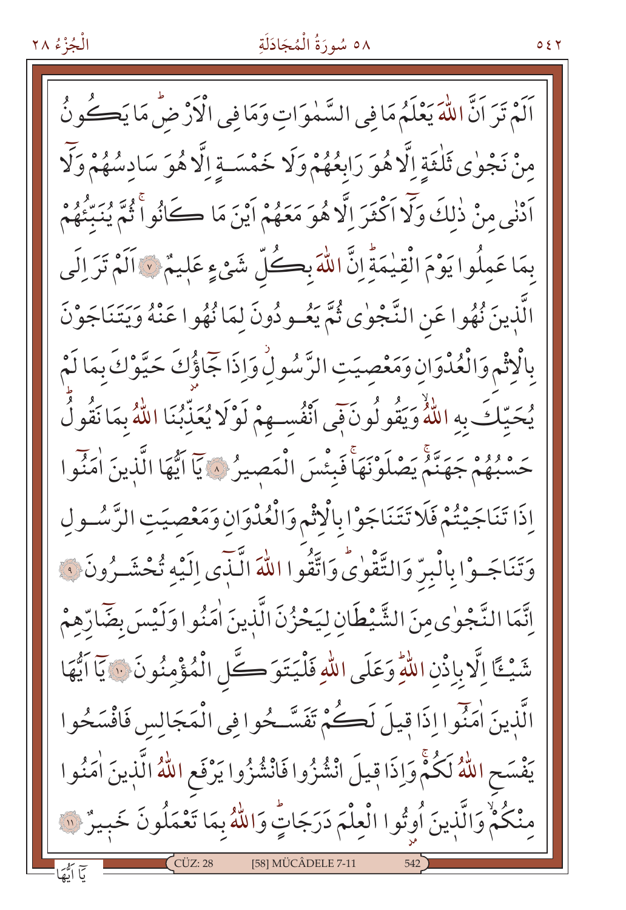اَلَمْ تَرَ اَنَّ اللّٰهَ يَعْلَمُ مَا فِى السَّمٰوَاتِ وَمَا فِى الْاَرْضِۜ مَا يَكُونُ مِنْ نَجْوٰى ثَلٰثَةٍ اِلَّا هُوَ رَابِعُهُمْ وَلَا خَمْسَةٍ اِلَّا هُوَ سَادِسُهُمْ وَلَٓا اَدْنٰى مِنْ ذٰلِكَ وَلَٓا اَكْثَرَ اِلَّا هُوَ مَعَهُمْ اَيْنَ مَا كَانُواۚ ثُمَّ يُنَبِّئُهُمْ بِمَا عَمِلُوا يَوْمَ الْقِيٰمَةِۜ اِنَّ اللّٰهَ بِكُلِّ شَيْءٍ عَلِيمٌ ﴿٧﴾ اَلَمْ تَرَ اِلَى الَّذِينَ نُهُوا عَنِ النَّجْوٰى ثُمَّ يَعُودُونَ لِمَا نُهُوا عَنْهُ وَيَتَنَاجَوْنَ بِالْاِثْمِ وَالْعُدْوَانِ وَمَعْصِيَتِ الرَّسُولِۘ وَاِذَا جَٓاؤُكَ حَيَّوْكَ بِمَا لَمْ يُحَيِّكَ بِهِ اللّٰهُۙ وَيَقُولُونَ فِٓى اَنْفُسِهِمْ لَوْلَا يُعَذِّبُنَا اللّٰهُ بِمَا نَقُولُۜ حَسْبُهُمْ جَهَنَّمُۚ يَصْلَوْنَهَاۚ فَبِئْسَ الْمَصِيرُ ﴿٨﴾ يَٓا اَيُّهَا الَّذِينَ اٰمَنُٓوا اِذَا تَنَاجَيْتُمْ فَلَا تَتَنَاجَوْا بِالْاِثْمِ وَالْعُدْوَانِ وَمَعْصِيَتِ الرَّسُولِ وَتَنَاجَوْا بِالْبِرِّ وَالتَّقْوٰىۜ وَاتَّقُوا اللّٰهَ الَّذِٓى اِلَيْهِ تُحْشَرُونَ ﴿٩﴾ اِنَّمَا النَّجْوٰى مِنَ الشَّيْطَانِ لِيَحْزُنَ الَّذِينَ اٰمَنُوا وَلَيْسَ بِضَٓارِّهِمْ شَيْـًٔا اِلَّا بِاِذْنِ اللّٰهِۜ وَعَلَى اللّٰهِ فَلْيَتَوَكَّلِ الْمُؤْمِنُونَ ﴿١٠﴾ يَٓا اَيُّهَا الَّذِينَ اٰمَنُٓوا اِذَا قِيلَ لَكُمْ تَفَسَّحُوا فِى الْمَجَالِسِ فَافْسَحُوا يَفْسَحِ اللّٰهُ لَكُمْۚ وَاِذَا قِيلَ انْشُزُوا فَانْشُزُوا يَرْفَعِ اللّٰهُ الَّذِينَ اٰمَنُوا مِنْكُمْۙ وَالَّذِينَ اُوتُوا الْعِلْمَ دَرَجَاتٍۜ وَاللّٰهُ بِمَا تَعْمَلُونَ خَبِيرٌ ﴿١١﴾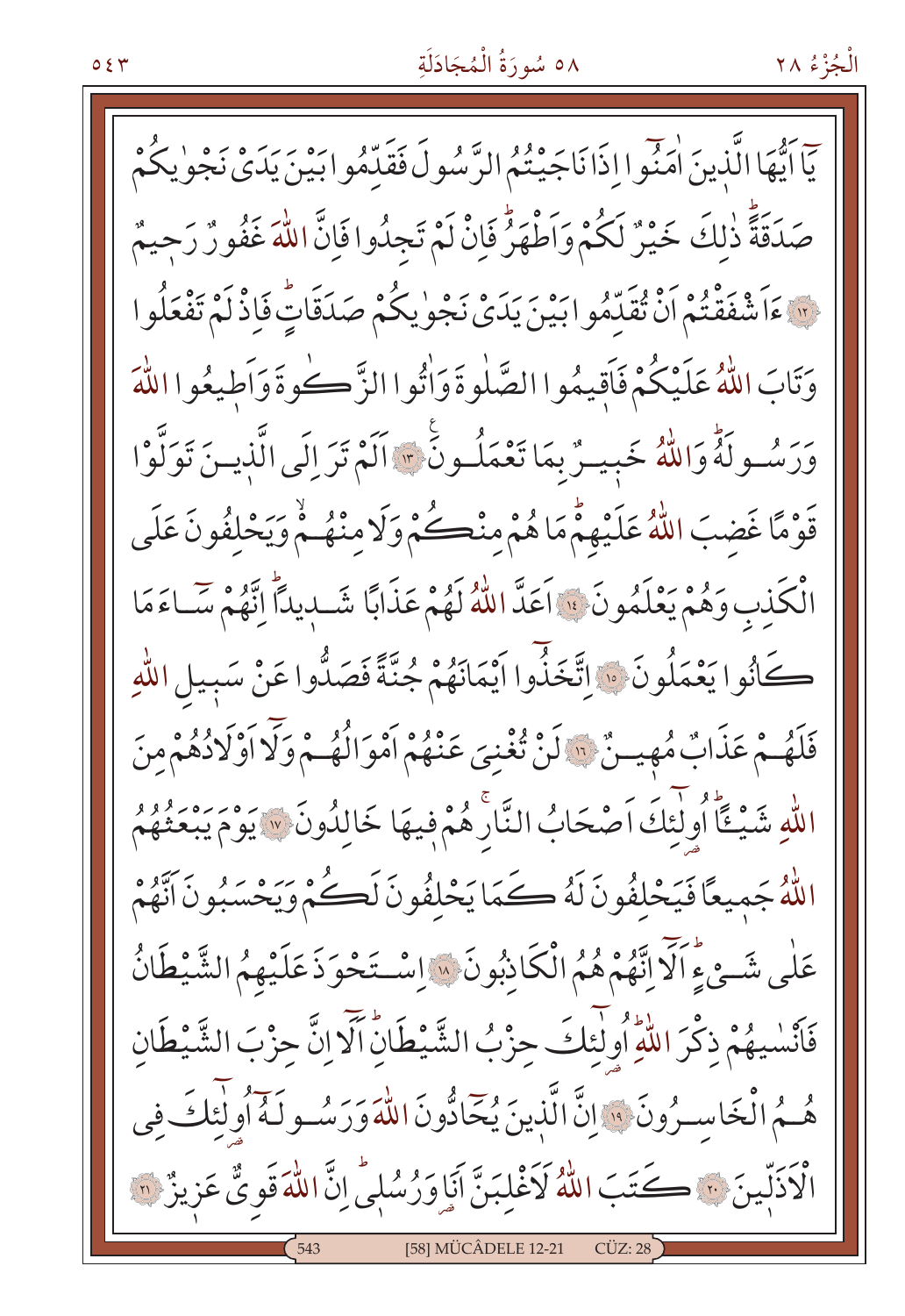يَٓا اَيُّهَا الَّذٖينَ اٰمَنُٓوا اِذَا نَاجَيْتُمُ الرَّسُولَ فَقَدِّمُوا بَيْنَ يَدَيْ نَجْوٰيكُمْ صَدَقَةًۜ ذٰلِكَ خَيْرٌ لَكُمْ وَاَطْهَرُۜ فَاِنْ لَمْ تَجِدُوا فَاِنَّ اللّٰهَ غَفُورٌ رَحٖيمٌ ﴿١٢﴾ ءَاَشْفَقْتُمْ اَنْ تُقَدِّمُوا بَيْنَ يَدَيْ نَجْوٰيكُمْ صَدَقَاتٍۜ فَاِذْ لَمْ تَفْعَلُوا وَتَابَ اللّٰهُ عَلَيْكُمْ فَاَقٖيمُوا الصَّلٰوةَ وَاٰتُوا الزَّكٰوةَ وَاَطٖيعُوا اللّٰهَ وَرَسُولَهُۜ وَاللّٰهُ خَبٖيرٌ بِمَا تَعْمَلُونَ ﴿١٣﴾ اَلَمْ تَرَ اِلَى الَّذٖينَ تَوَلَّوْا قَوْمًا غَضِبَ اللّٰهُ عَلَيْهِمْۜ مَا هُمْ مِنْكُمْ وَلَا مِنْهُمْۙ وَيَحْلِفُونَ عَلَى الْكَذِبِ وَهُمْ يَعْلَمُونَ ﴿١٤﴾ اَعَدَّ اللّٰهُ لَهُمْ عَذَابًا شَدٖيدًاۜ اِنَّهُمْ سَٓاءَ مَا كَانُوا يَعْمَلُونَ ﴿١٥﴾ اِتَّخَذُٓوا اَيْمَانَهُمْ جُنَّةً فَصَدُّوا عَنْ سَبٖيلِ اللّٰهِ فَلَهُمْ عَذَابٌ مُهٖينٌ ﴿١٦﴾ لَنْ تُغْنِيَ عَنْهُمْ اَمْوَالُهُمْ وَلَٓا اَوْلَادُهُمْ مِنَ اللّٰهِ شَيْـًٔاۜ اُولٰٓئِكَ اَصْحَابُ النَّارِۜ هُمْ فٖيهَا خَالِدُونَ ﴿١٧﴾ يَوْمَ يَبْعَثُهُمُ اللّٰهُ جَمٖيعًا فَيَحْلِفُونَ لَهُ كَمَا يَحْلِفُونَ لَكُمْ وَيَحْسَبُونَ اَنَّهُمْ عَلٰى شَيْءٍۜ اَلَٓا اِنَّهُمْ هُمُ الْكَاذِبُونَ ﴿١٨﴾ اِسْتَحْوَذَ عَلَيْهِمُ الشَّيْطَانُ فَاَنْسٰيهُمْ ذِكْرَ اللّٰهِۜ اُولٰٓئِكَ حِزْبُ الشَّيْطَانِۜ اَلَٓا اِنَّ حِزْبَ الشَّيْطَانِ هُمُ الْخَاسِرُونَ ﴿١٩﴾ اِنَّ الَّذٖينَ يُحَٓادُّونَ اللّٰهَ وَرَسُولَهُٓ اُولٰٓئِكَ فِي الْاَذَلّٖينَ ﴿٢٠﴾ كَتَبَ اللّٰهُ لَاَغْلِبَنَّ اَنَا وَرُسُلٖيۜ اِنَّ اللّٰهَ قَوِيٌّ عَزٖيزٌ ﴿٢١﴾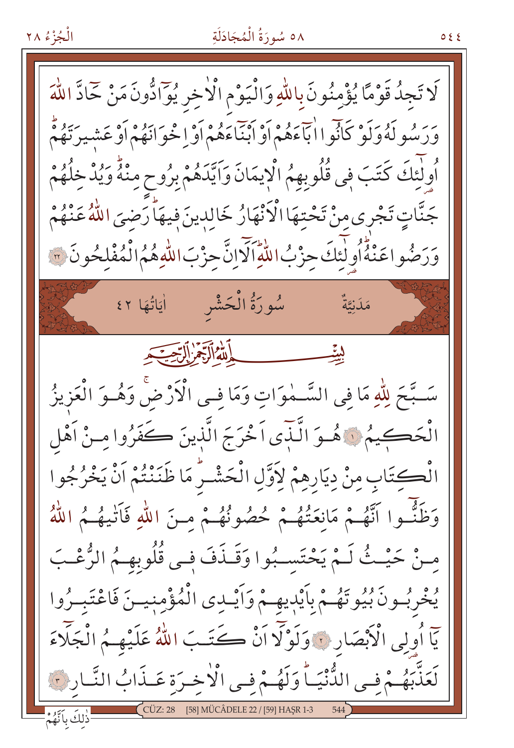لَا تَجِدُ قَوْمًا يُؤْمِنُونَ بِاللّٰهِ وَالْيَوْمِ الْاٰخِرِ يُوَٓادُّونَ مَنْ حَٓادَّ اللّٰهَ وَرَسُولَهُ وَلَوْ كَانُٓوا اٰبَٓاءَهُمْ اَوْ اَبْنَٓاءَهُمْ اَوْ اِخْوَانَهُمْ اَوْ عَش۪يرَتَهُمْۜ اُو۬لٰٓئِكَ كَتَبَ ف۪ي قُلُوبِهِمُ الْا۪يمَانَ وَاَيَّدَهُمْ بِرُوحٍ مِنْهُۜ وَيُدْخِلُهُمْ جَنَّاتٍ تَجْر۪ي مِنْ تَحْتِهَا الْاَنْهَارُ خَالِد۪ينَ ف۪يهَاۜ رَضِيَ اللّٰهُ عَنْهُمْ وَرَضُوا عَنْهُۜ اُو۬لٰٓئِكَ حِزْبُ اللّٰهِۜ اَلَٓا اِنَّ حِزْبَ اللّٰهِ هُمُ الْمُفْلِحُونَ ﴿٢٢﴾

## مَدَنِيَّةٌ — سُورَةُ الْحَشْرِ — اٰيَاتُهَا ٢٤

بِسْمِ اللّٰهِ الرَّحْمٰنِ الرَّح۪يمِ

سَبَّحَ لِلّٰهِ مَا فِي السَّمٰوَاتِ وَمَا فِي الْاَرْضِۚ وَهُوَ الْعَز۪يزُ الْحَك۪يمُ ﴿١﴾ هُوَ الَّذ۪ٓي اَخْرَجَ الَّذ۪ينَ كَفَرُوا مِنْ اَهْلِ الْكِتَابِ مِنْ دِيَارِهِمْ لِاَوَّلِ الْحَشْرِۜ مَا ظَنَنْتُمْ اَنْ يَخْرُجُوا وَظَنُّٓوا اَنَّهُمْ مَانِعَتُهُمْ حُصُونُهُمْ مِنَ اللّٰهِ فَاَتٰيهُمُ اللّٰهُ مِنْ حَيْثُ لَمْ يَحْتَسِبُوا وَقَذَفَ ف۪ي قُلُوبِهِمُ الرُّعْبَ يُخْرِبُونَ بُيُوتَهُمْ بِاَيْد۪يهِمْ وَاَيْدِي الْمُؤْمِن۪ينَ فَاعْتَبِرُوا يَٓا اُو۬لِي الْاَبْصَارِ ﴿٢﴾ وَلَوْلَٓا اَنْ كَتَبَ اللّٰهُ عَلَيْهِمُ الْجَلَٓاءَ لَعَذَّبَهُمْ فِي الدُّنْيَاۜ وَلَهُمْ فِي الْاٰخِرَةِ عَذَابُ النَّارِ ﴿٣﴾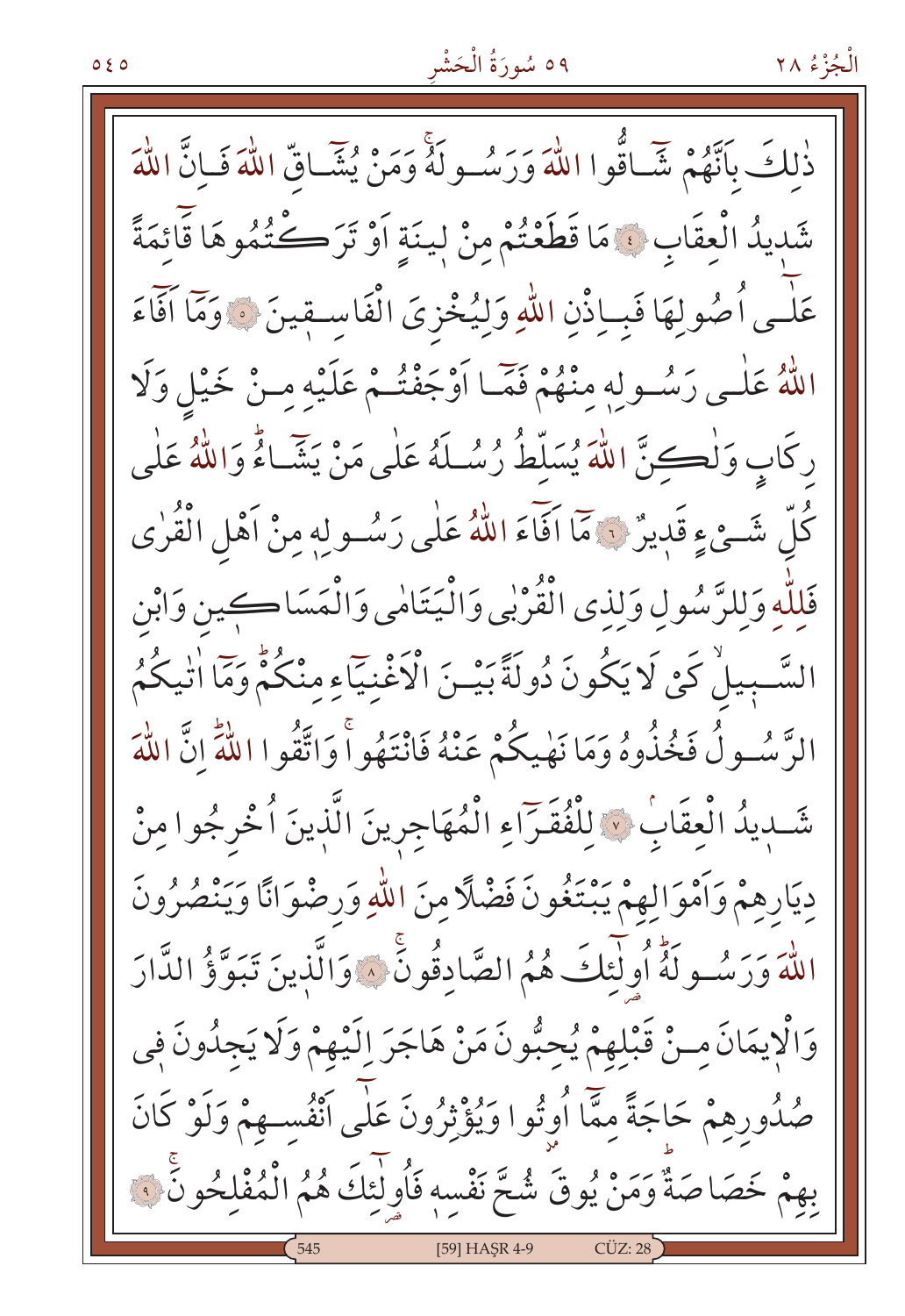ذٰلِكَ بِاَنَّهُمْ شَٓاقُّوا اللّٰهَ وَرَسُولَهُۚ وَمَنْ يُشَٓاقِّ اللّٰهَ فَاِنَّ اللّٰهَ شَدِيدُ الْعِقَابِ ﴿٤﴾ مَا قَطَعْتُمْ مِنْ لِينَةٍ اَوْ تَرَكْتُمُوهَا قَٓائِمَةً عَلٰٓى اُصُولِهَا فَبِاِذْنِ اللّٰهِ وَلِيُخْزِيَ الْفَاسِقِينَ ﴿٥﴾ وَمَٓا اَفَٓاءَ اللّٰهُ عَلٰى رَسُولِهِ مِنْهُمْ فَمَٓا اَوْجَفْتُمْ عَلَيْهِ مِنْ خَيْلٍ وَلَا رِكَابٍ وَلٰكِنَّ اللّٰهَ يُسَلِّطُ رُسُلَهُ عَلٰى مَنْ يَشَٓاءُۜ وَاللّٰهُ عَلٰى كُلِّ شَيْءٍ قَدِيرٌ ﴿٦﴾ مَٓا اَفَٓاءَ اللّٰهُ عَلٰى رَسُولِهِ مِنْ اَهْلِ الْقُرٰى فَلِلّٰهِ وَلِلرَّسُولِ وَلِذِي الْقُرْبٰى وَالْيَتَامٰى وَالْمَسَاكِينِ وَابْنِ السَّبِيلِۙ كَيْ لَا يَكُونَ دُولَةً بَيْنَ الْاَغْنِيَٓاءِ مِنْكُمْۜ وَمَٓا اٰتٰيكُمُ الرَّسُولُ فَخُذُوهُ وَمَا نَهٰيكُمْ عَنْهُ فَانْتَهُواۚ وَاتَّقُوا اللّٰهَۜ اِنَّ اللّٰهَ شَدِيدُ الْعِقَابِۘ ﴿٧﴾ لِلْفُقَرَٓاءِ الْمُهَاجِرِينَ الَّذِينَ اُخْرِجُوا مِنْ دِيَارِهِمْ وَاَمْوَالِهِمْ يَبْتَغُونَ فَضْلًا مِنَ اللّٰهِ وَرِضْوَانًا وَيَنْصُرُونَ اللّٰهَ وَرَسُولَهُۜ اُو۬لٰٓئِكَ هُمُ الصَّادِقُونَۚ ﴿٨﴾ وَالَّذِينَ تَبَوَّؤُ الدَّارَ وَالْاِيمَانَ مِنْ قَبْلِهِمْ يُحِبُّونَ مَنْ هَاجَرَ اِلَيْهِمْ وَلَا يَجِدُونَ فِي صُدُورِهِمْ حَاجَةً مِمَّٓا اُوتُوا وَيُؤْثِرُونَ عَلٰٓى اَنْفُسِهِمْ وَلَوْ كَانَ بِهِمْ خَصَاصَةٌۜ وَمَنْ يُوقَ شُحَّ نَفْسِهِ فَاُو۬لٰٓئِكَ هُمُ الْمُفْلِحُونَۚ ﴿٩﴾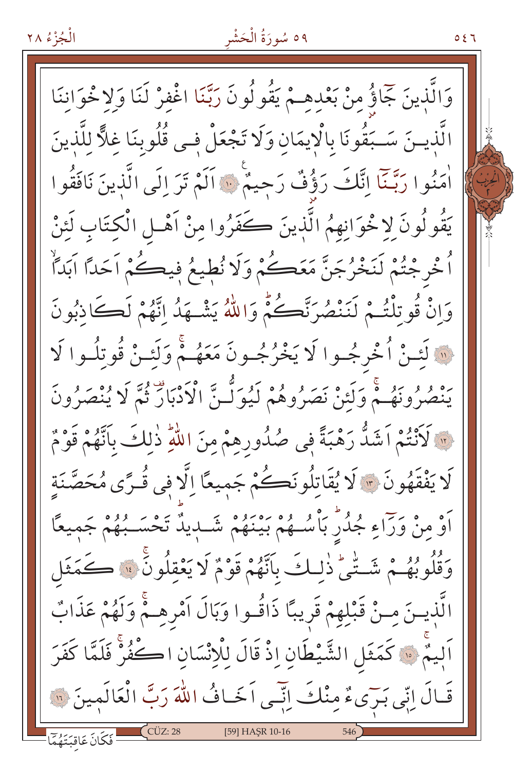وَالَّذِينَ جَٓاؤُ مِنْ بَعْدِهِمْ يَقُولُونَ رَبَّنَا اغْفِرْ لَنَا وَلِاِخْوَانِنَا الَّذِينَ سَبَقُونَا بِالْاِيمَانِ وَلَا تَجْعَلْ فٖى قُلُوبِنَا غِلًّا لِلَّذٖينَ اٰمَنُوا رَبَّنَٓا اِنَّكَ رَؤُفٌ رَحٖيمٌ ﴿١٠﴾ اَلَمْ تَرَ اِلَى الَّذٖينَ نَافَقُوا يَقُولُونَ لِاِخْوَانِهِمُ الَّذٖينَ كَفَرُوا مِنْ اَهْلِ الْكِتَابِ لَئِنْ اُخْرِجْتُمْ لَنَخْرُجَنَّ مَعَكُمْ وَلَا نُطٖيعُ فٖيكُمْ اَحَدًا اَبَدًا وَاِنْ قُوتِلْتُمْ لَنَنْصُرَنَّكُمْ وَاللّٰهُ يَشْهَدُ اِنَّهُمْ لَكَاذِبُونَ ﴿١١﴾ لَئِنْ اُخْرِجُوا لَا يَخْرُجُونَ مَعَهُمْ وَلَئِنْ قُوتِلُوا لَا يَنْصُرُونَهُمْ وَلَئِنْ نَصَرُوهُمْ لَيُوَلُّنَّ الْاَدْبَارَ ثُمَّ لَا يُنْصَرُونَ ﴿١٢﴾ لَاَنْتُمْ اَشَدُّ رَهْبَةً فٖى صُدُورِهِمْ مِنَ اللّٰهِ ذٰلِكَ بِاَنَّهُمْ قَوْمٌ لَا يَفْقَهُونَ ﴿١٣﴾ لَا يُقَاتِلُونَكُمْ جَمٖيعًا اِلَّا فٖى قُرًى مُحَصَّنَةٍ اَوْ مِنْ وَرَٓاءِ جُدُرٍ بَاْسُهُمْ بَيْنَهُمْ شَدٖيدٌ تَحْسَبُهُمْ جَمٖيعًا وَقُلُوبُهُمْ شَتّٰى ذٰلِكَ بِاَنَّهُمْ قَوْمٌ لَا يَعْقِلُونَ ﴿١٤﴾ كَمَثَلِ الَّذٖينَ مِنْ قَبْلِهِمْ قَرٖيبًا ذَاقُوا وَبَالَ اَمْرِهِمْ وَلَهُمْ عَذَابٌ اَلٖيمٌ ﴿١٥﴾ كَمَثَلِ الشَّيْطَانِ اِذْ قَالَ لِلْاِنْسَانِ اكْفُرْ فَلَمَّا كَفَرَ قَالَ اِنّٖى بَرٖٓيءٌ مِنْكَ اِنّٖٓى اَخَافُ اللّٰهَ رَبَّ الْعَالَمٖينَ ﴿١٦﴾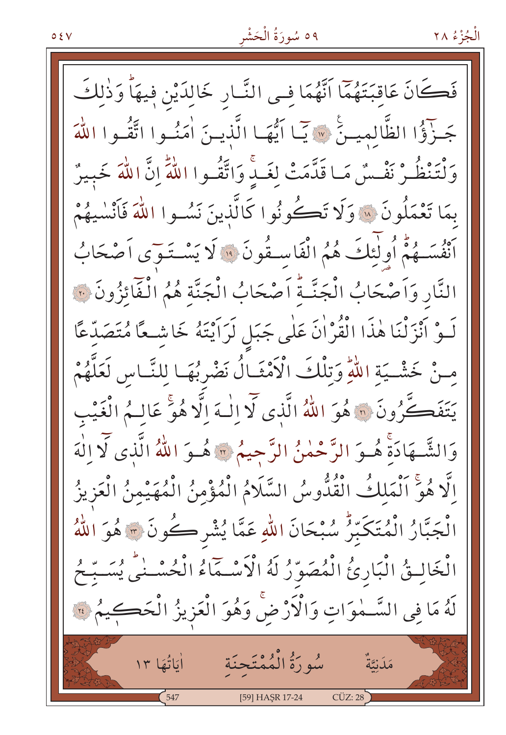فَكَانَ عَاقِبَتَهُمَٓا اَنَّهُمَا فِى النَّارِ خَالِدَيْنِ فِيهَاۜ وَذٰلِكَ جَزٰٓؤُا الظَّالِمِينَۚ ﴿١٧﴾ يَٓا اَيُّهَا الَّذِينَ اٰمَنُوا اتَّقُوا اللّٰهَ وَلْتَنْظُرْ نَفْسٌ مَا قَدَّمَتْ لِغَدٍۚ وَاتَّقُوا اللّٰهَۜ اِنَّ اللّٰهَ خَبِيرٌ بِمَا تَعْمَلُونَ ﴿١٨﴾ وَلَا تَكُونُوا كَالَّذِينَ نَسُوا اللّٰهَ فَاَنْسٰيهُمْ اَنْفُسَهُمْۜ اُو۬لٰٓئِكَ هُمُ الْفَاسِقُونَ ﴿١٩﴾ لَا يَسْتَوٓى اَصْحَابُ النَّارِ وَاَصْحَابُ الْجَنَّةِۜ اَصْحَابُ الْجَنَّةِ هُمُ الْفَٓائِزُونَ ﴿٢٠﴾ لَوْ اَنْزَلْنَا هٰذَا الْقُرْاٰنَ عَلٰى جَبَلٍ لَرَاَيْتَهُ خَاشِعًا مُتَصَدِّعًا مِنْ خَشْيَةِ اللّٰهِۜ وَتِلْكَ الْاَمْثَالُ نَضْرِبُهَا لِلنَّاسِ لَعَلَّهُمْ يَتَفَكَّرُونَ ﴿٢١﴾ هُوَ اللّٰهُ الَّذٖى لَٓا اِلٰهَ اِلَّا هُوَۚ عَالِمُ الْغَيْبِ وَالشَّهَادَةِۚ هُوَ الرَّحْمٰنُ الرَّحٖيمُ ﴿٢٢﴾ هُوَ اللّٰهُ الَّذٖى لَٓا اِلٰهَ اِلَّا هُوَۚ اَلْمَلِكُ الْقُدُّوسُ السَّلَامُ الْمُؤْمِنُ الْمُهَيْمِنُ الْعَزٖيزُ الْجَبَّارُ الْمُتَكَبِّرُۜ سُبْحَانَ اللّٰهِ عَمَّا يُشْرِكُونَ ﴿٢٣﴾ هُوَ اللّٰهُ الْخَالِقُ الْبَارِئُ الْمُصَوِّرُ لَهُ الْاَسْمَٓاءُ الْحُسْنٰىۜ يُسَبِّحُ لَهُ مَا فِى السَّمٰوَاتِ وَالْاَرْضِۚ وَهُوَ الْعَزٖيزُ الْحَكٖيمُ ﴿٢٤﴾

## سُورَةُ الْمُمْتَحِنَةِ

مَدَنِيَّةٌ — اٰيَاتُهَا ١٣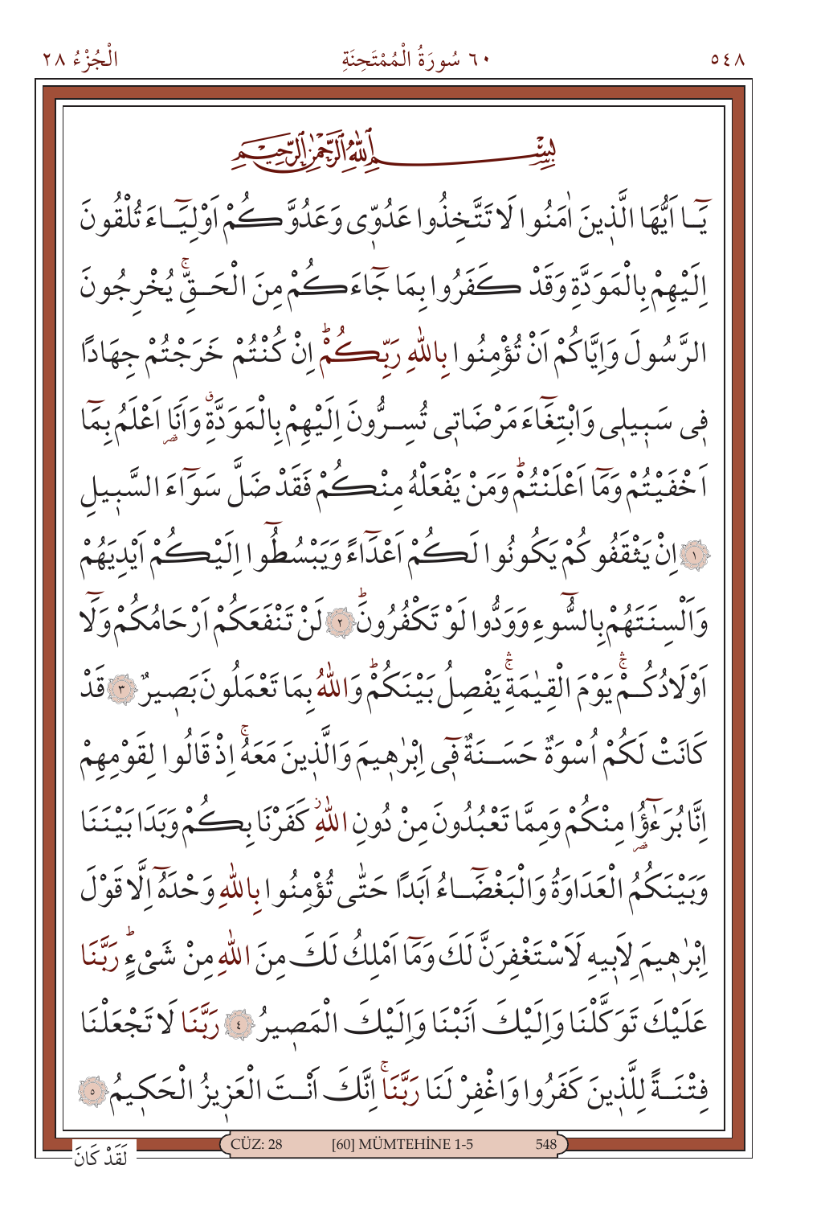بِسْمِ اللّٰهِ الرَّحْمٰنِ الرَّح۪يمِ

يَٓا اَيُّهَا الَّذ۪ينَ اٰمَنُوا لَا تَتَّخِذُوا عَدُوّ۪ي وَعَدُوَّكُمْ اَوْلِيَٓاءَ تُلْقُونَ اِلَيْهِمْ بِالْمَوَدَّةِ وَقَدْ كَفَرُوا بِمَا جَٓاءَكُمْ مِنَ الْحَقِّۚ يُخْرِجُونَ الرَّسُولَ وَاِيَّاكُمْ اَنْ تُؤْمِنُوا بِاللّٰهِ رَبِّكُمْۜ اِنْ كُنْتُمْ خَرَجْتُمْ جِهَادًا ف۪ي سَب۪يل۪ي وَابْتِغَٓاءَ مَرْضَات۪ي تُسِرُّونَ اِلَيْهِمْ بِالْمَوَدَّةِۗ وَاَنَا اَعْلَمُ بِمَٓا اَخْفَيْتُمْ وَمَٓا اَعْلَنْتُمْۜ وَمَنْ يَفْعَلْهُ مِنْكُمْ فَقَدْ ضَلَّ سَوَٓاءَ السَّب۪يلِ ﴿١﴾ اِنْ يَثْقَفُوكُمْ يَكُونُوا لَكُمْ اَعْدَٓاءً وَيَبْسُطُٓوا اِلَيْكُمْ اَيْدِيَهُمْ وَاَلْسِنَتَهُمْ بِالسُّٓوءِ وَوَدُّوا لَوْ تَكْفُرُونَۜ ﴿٢﴾ لَنْ تَنْفَعَكُمْ اَرْحَامُكُمْ وَلَٓا اَوْلَادُكُمْۚ يَوْمَ الْقِيٰمَةِۚ يَفْصِلُ بَيْنَكُمْۜ وَاللّٰهُ بِمَا تَعْمَلُونَ بَص۪يرٌ ﴿٣﴾ قَدْ كَانَتْ لَكُمْ اُسْوَةٌ حَسَنَةٌ ف۪ٓي اِبْرٰه۪يمَ وَالَّذ۪ينَ مَعَهُۚ اِذْ قَالُوا لِقَوْمِهِمْ اِنَّا بُرَءٰٓؤُا مِنْكُمْ وَمِمَّا تَعْبُدُونَ مِنْ دُونِ اللّٰهِۘ كَفَرْنَا بِكُمْ وَبَدَا بَيْنَنَا وَبَيْنَكُمُ الْعَدَاوَةُ وَالْبَغْضَٓاءُ اَبَدًا حَتّٰى تُؤْمِنُوا بِاللّٰهِ وَحْدَهُٓ اِلَّا قَوْلَ اِبْرٰه۪يمَ لِاَب۪يهِ لَاَسْتَغْفِرَنَّ لَكَ وَمَٓا اَمْلِكُ لَكَ مِنَ اللّٰهِ مِنْ شَيْءٍۜ رَبَّنَا عَلَيْكَ تَوَكَّلْنَا وَاِلَيْكَ اَنَبْنَا وَاِلَيْكَ الْمَص۪يرُ ﴿٤﴾ رَبَّنَا لَا تَجْعَلْنَا فِتْنَةً لِلَّذ۪ينَ كَفَرُوا وَاغْفِرْ لَنَا رَبَّنَاۚ اِنَّكَ اَنْتَ الْعَز۪يزُ الْحَك۪يمُ ﴿٥﴾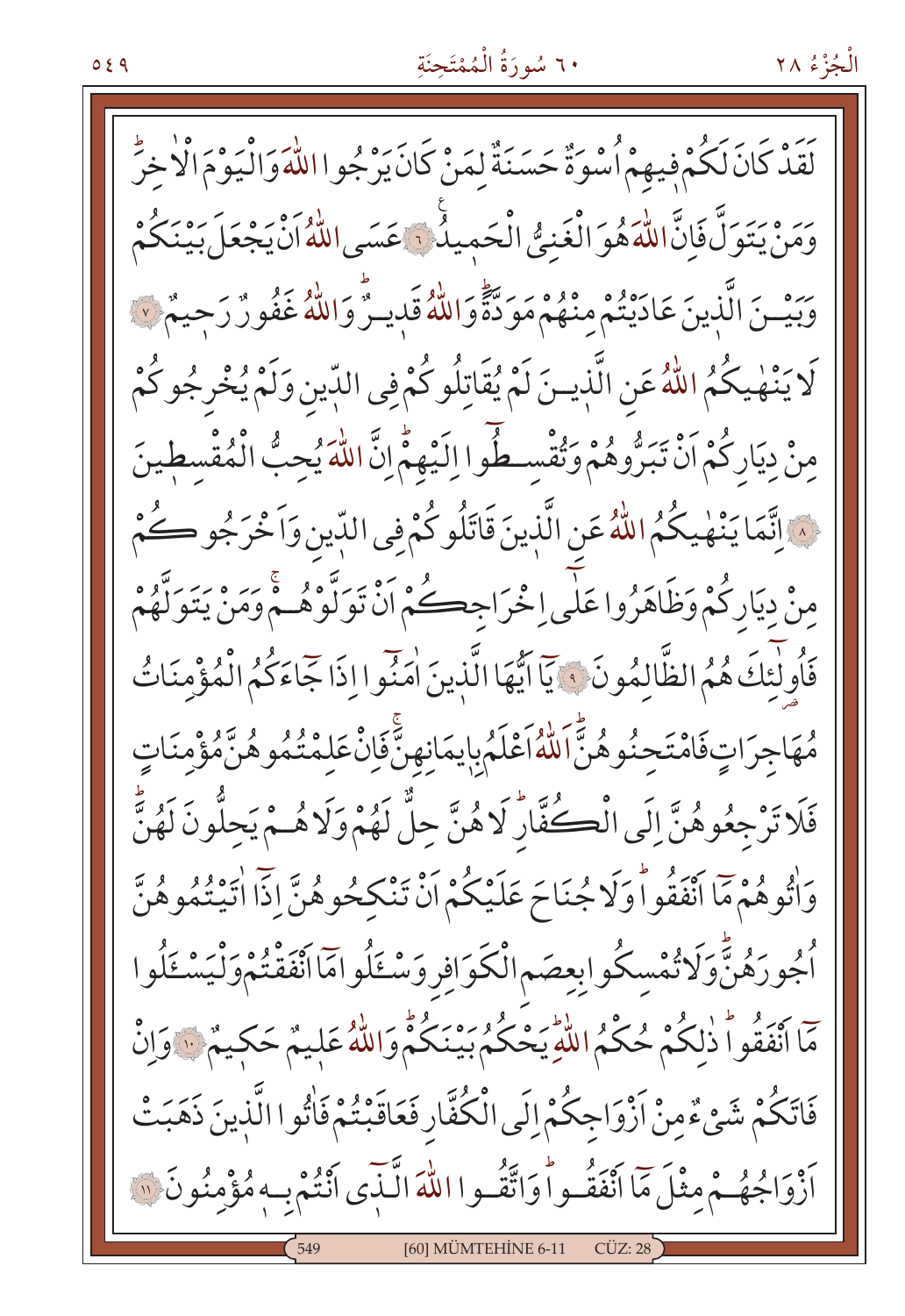لَقَدْ كَانَ لَكُمْ فِيهِمْ اُسْوَةٌ حَسَنَةٌ لِمَنْ كَانَ يَرْجُوا اللّٰهَ وَالْيَوْمَ الْاٰخِرَۜ وَمَنْ يَتَوَلَّ فَاِنَّ اللّٰهَ هُوَ الْغَنِيُّ الْحَم۪يدُ ﴿٦﴾ عَسَى اللّٰهُ اَنْ يَجْعَلَ بَيْنَكُمْ وَبَيْنَ الَّذ۪ينَ عَادَيْتُمْ مِنْهُمْ مَوَدَّةًۜ وَاللّٰهُ قَد۪يرٌۜ وَاللّٰهُ غَفُورٌ رَح۪يمٌ ﴿٧﴾ لَا يَنْهٰيكُمُ اللّٰهُ عَنِ الَّذ۪ينَ لَمْ يُقَاتِلُوكُمْ فِي الدّ۪ينِ وَلَمْ يُخْرِجُوكُمْ مِنْ دِيَارِكُمْ اَنْ تَبَرُّوهُمْ وَتُقْسِطُٓوا اِلَيْهِمْۜ اِنَّ اللّٰهَ يُحِبُّ الْمُقْسِط۪ينَ ﴿٨﴾ اِنَّمَا يَنْهٰيكُمُ اللّٰهُ عَنِ الَّذ۪ينَ قَاتَلُوكُمْ فِي الدّ۪ينِ وَاَخْرَجُوكُمْ مِنْ دِيَارِكُمْ وَظَاهَرُوا عَلٰٓى اِخْرَاجِكُمْ اَنْ تَوَلَّوْهُمْۚ وَمَنْ يَتَوَلَّهُمْ فَاُو۬لٰٓئِكَ هُمُ الظَّالِمُونَ ﴿٩﴾ يَٓا اَيُّهَا الَّذ۪ينَ اٰمَنُٓوا اِذَا جَٓاءَكُمُ الْمُؤْمِنَاتُ مُهَاجِرَاتٍ فَامْتَحِنُوهُنَّۜ اَللّٰهُ اَعْلَمُ بِا۪يمَانِهِنَّۚ فَاِنْ عَلِمْتُمُوهُنَّ مُؤْمِنَاتٍ فَلَا تَرْجِعُوهُنَّ اِلَى الْكُفَّارِۜ لَا هُنَّ حِلٌّ لَهُمْ وَلَا هُمْ يَحِلُّونَ لَهُنَّۜ وَاٰتُوهُمْ مَٓا اَنْفَقُواۜ وَلَا جُنَاحَ عَلَيْكُمْ اَنْ تَنْكِحُوهُنَّ اِذَٓا اٰتَيْتُمُوهُنَّ اُجُورَهُنَّۜ وَلَا تُمْسِكُوا بِعِصَمِ الْكَوَافِرِ وَسْـَٔلُوا مَٓا اَنْفَقْتُمْ وَلْيَسْـَٔلُوا مَٓا اَنْفَقُواۜ ذٰلِكُمْ حُكْمُ اللّٰهِۜ يَحْكُمُ بَيْنَكُمْۜ وَاللّٰهُ عَل۪يمٌ حَك۪يمٌ ﴿١٠﴾ وَاِنْ فَاتَكُمْ شَيْءٌ مِنْ اَزْوَاجِكُمْ اِلَى الْكُفَّارِ فَعَاقَبْتُمْ فَاٰتُوا الَّذ۪ينَ ذَهَبَتْ اَزْوَاجُهُمْ مِثْلَ مَٓا اَنْفَقُواۜ وَاتَّقُوا اللّٰهَ الَّـذ۪ٓي اَنْتُمْ بِه۪ مُؤْمِنُونَ ﴿١١﴾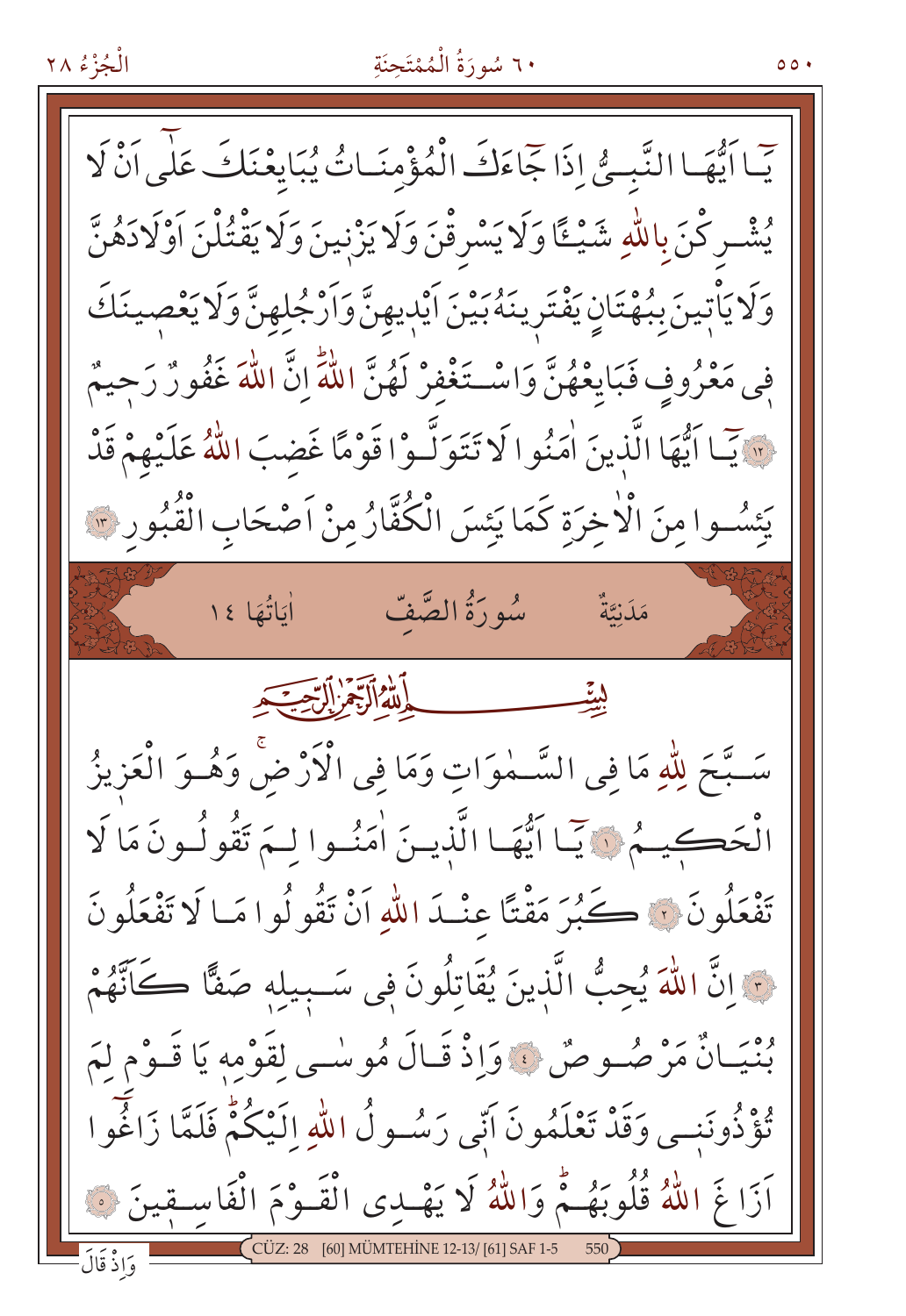يَٓا اَيُّهَا النَّبِيُّ اِذَا جَٓاءَكَ الْمُؤْمِنَاتُ يُبَايِعْنَكَ عَلٰٓى اَنْ لَا يُشْرِكْنَ بِاللّٰهِ شَيْـًٔا وَلَا يَسْرِقْنَ وَلَا يَزْنِينَ وَلَا يَقْتُلْنَ اَوْلَادَهُنَّ وَلَا يَأْتِينَ بِبُهْتَانٍ يَفْتَرِينَهُ بَيْنَ اَيْدِيهِنَّ وَاَرْجُلِهِنَّ وَلَا يَعْصِينَكَ فِي مَعْرُوفٍ فَبَايِعْهُنَّ وَاسْتَغْفِرْ لَهُنَّ اللّٰهَۜ اِنَّ اللّٰهَ غَفُورٌ رَحِيمٌ ﴿١٢﴾ يَٓا اَيُّهَا الَّذِينَ اٰمَنُوا لَا تَتَوَلَّوْا قَوْمًا غَضِبَ اللّٰهُ عَلَيْهِمْ قَدْ يَئِسُوا مِنَ الْاٰخِرَةِ كَمَا يَئِسَ الْكُفَّارُ مِنْ اَصْحَابِ الْقُبُورِ ﴿١٣﴾

## سُورَةُ الصَّفِّ

مَدَنِيَّةٌ — اٰيَاتُهَا ١٤

بِسْمِ اللّٰهِ الرَّحْمٰنِ الرَّحِيمِ

سَبَّحَ لِلّٰهِ مَا فِي السَّمٰوَاتِ وَمَا فِي الْاَرْضِۚ وَهُوَ الْعَزِيزُ الْحَكِيمُ ﴿١﴾ يَٓا اَيُّهَا الَّذِينَ اٰمَنُوا لِمَ تَقُولُونَ مَا لَا تَفْعَلُونَ ﴿٢﴾ كَبُرَ مَقْتًا عِنْدَ اللّٰهِ اَنْ تَقُولُوا مَا لَا تَفْعَلُونَ ﴿٣﴾ اِنَّ اللّٰهَ يُحِبُّ الَّذِينَ يُقَاتِلُونَ فِي سَبِيلِهِ صَفًّا كَاَنَّهُمْ بُنْيَانٌ مَرْصُوصٌ ﴿٤﴾ وَاِذْ قَالَ مُوسٰى لِقَوْمِهِ يَا قَوْمِ لِمَ تُؤْذُونَنِي وَقَدْ تَعْلَمُونَ اَنِّي رَسُولُ اللّٰهِ اِلَيْكُمْۜ فَلَمَّا زَاغُٓوا اَزَاغَ اللّٰهُ قُلُوبَهُمْۜ وَاللّٰهُ لَا يَهْدِي الْقَوْمَ الْفَاسِقِينَ ﴿٥﴾

وَاِذْ قَالَ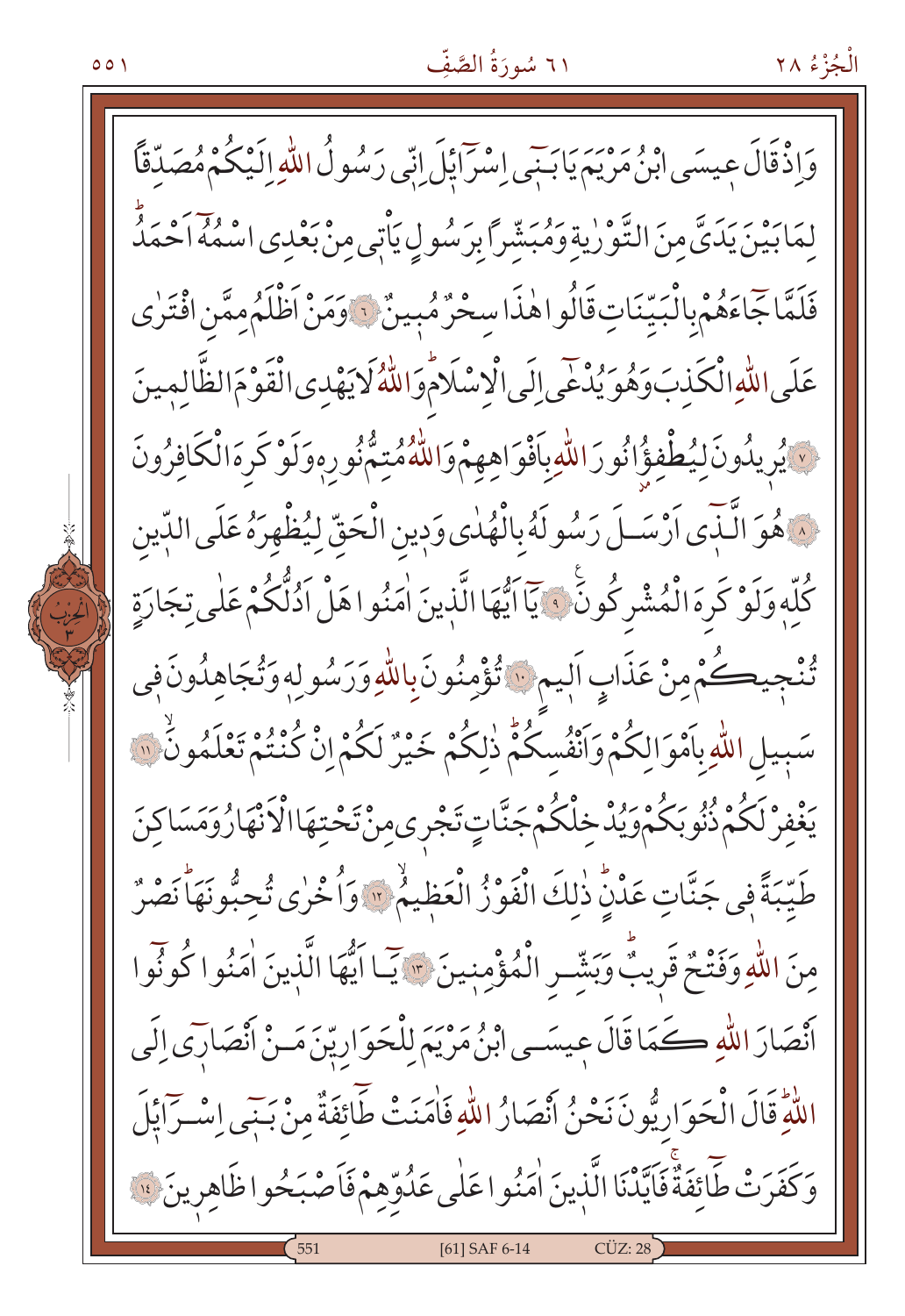وَاِذْ قَالَ عِيسَى ابْنُ مَرْيَمَ يَا بَنٖۤى اِسْرَٓائٖلَ اِنّٖى رَسُولُ اللّٰهِ اِلَيْكُمْ مُصَدِّقًا لِمَا بَيْنَ يَدَىَّ مِنَ التَّوْرٰيةِ وَمُبَشِّرًا بِرَسُولٍ يَاْتٖى مِنْ بَعْدِى اسْمُهُٓ اَحْمَدُ فَلَمَّا جَٓاءَهُمْ بِالْبَيِّنَاتِ قَالُوا هٰذَا سِحْرٌ مُبٖينٌ ﴿٦﴾ وَمَنْ اَظْلَمُ مِمَّنِ افْتَرٰى عَلَى اللّٰهِ الْكَذِبَ وَهُوَ يُدْعٰٓى اِلَى الْاِسْلَامِ وَاللّٰهُ لَا يَهْدِى الْقَوْمَ الظَّالِمٖينَ ﴿٧﴾ يُرٖيدُونَ لِيُطْفِؤُا نُورَ اللّٰهِ بِاَفْوَاهِهِمْ وَاللّٰهُ مُتِمُّ نُورِهٖ وَلَوْ كَرِهَ الْكَافِرُونَ ﴿٨﴾ هُوَ الَّذٖٓى اَرْسَلَ رَسُولَهُ بِالْهُدٰى وَدٖينِ الْحَقِّ لِيُظْهِرَهُ عَلَى الدّٖينِ كُلِّهٖ وَلَوْ كَرِهَ الْمُشْرِكُونَ ﴿٩﴾ يَٓا اَيُّهَا الَّذٖينَ اٰمَنُوا هَلْ اَدُلُّكُمْ عَلٰى تِجَارَةٍ تُنْجٖيكُمْ مِنْ عَذَابٍ اَلٖيمٍ ﴿١٠﴾ تُؤْمِنُونَ بِاللّٰهِ وَرَسُولِهٖ وَتُجَاهِدُونَ فٖى سَبٖيلِ اللّٰهِ بِاَمْوَالِكُمْ وَاَنْفُسِكُمْ ذٰلِكُمْ خَيْرٌ لَكُمْ اِنْ كُنْتُمْ تَعْلَمُونَ ﴿١١﴾ يَغْفِرْ لَكُمْ ذُنُوبَكُمْ وَيُدْخِلْكُمْ جَنَّاتٍ تَجْرٖى مِنْ تَحْتِهَا الْاَنْهَارُ وَمَسَاكِنَ طَيِّبَةً فٖى جَنَّاتِ عَدْنٍ ذٰلِكَ الْفَوْزُ الْعَظٖيمُ ﴿١٢﴾ وَاُخْرٰى تُحِبُّونَهَا نَصْرٌ مِنَ اللّٰهِ وَفَتْحٌ قَرٖيبٌ وَبَشِّرِ الْمُؤْمِنٖينَ ﴿١٣﴾ يَٓا اَيُّهَا الَّذٖينَ اٰمَنُوا كُونُٓوا اَنْصَارَ اللّٰهِ كَمَا قَالَ عِيسَى ابْنُ مَرْيَمَ لِلْحَوَارِيّٖنَ مَنْ اَنْصَارٖٓى اِلَى اللّٰهِ قَالَ الْحَوَارِيُّونَ نَحْنُ اَنْصَارُ اللّٰهِ فَاٰمَنَتْ طَٓائِفَةٌ مِنْ بَنٖٓى اِسْرَٓائٖلَ وَكَفَرَتْ طَٓائِفَةٌ فَاَيَّدْنَا الَّذٖينَ اٰمَنُوا عَلٰى عَدُوِّهِمْ فَاَصْبَحُوا ظَاهِرٖينَ ﴿١٤﴾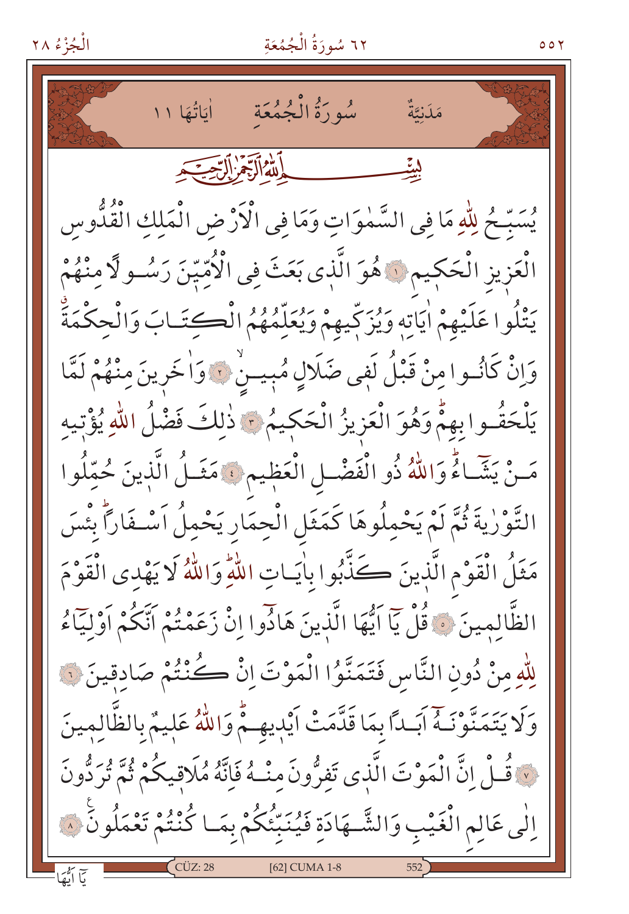مَدَنِيَّةٌ سُورَةُ الْجُمُعَةِ اٰيَاتُهَا ١١

بِسْمِ اللّٰهِ الرَّحْمٰنِ الرَّح۪يمِ

يُسَبِّحُ لِلّٰهِ مَا فِي السَّمٰوَاتِ وَمَا فِي الْاَرْضِ الْمَلِكِ الْقُدُّوسِ الْعَز۪يزِ الْحَك۪يمِ ﴿١﴾ هُوَ الَّذ۪ي بَعَثَ فِي الْاُمِّيّ۪نَ رَسُولًا مِنْهُمْ يَتْلُوا عَلَيْهِمْ اٰيَاتِه۪ وَيُزَكّ۪يهِمْ وَيُعَلِّمُهُمُ الْكِتَابَ وَالْحِكْمَةَ وَاِنْ كَانُوا مِنْ قَبْلُ لَف۪ي ضَلَالٍ مُب۪ينٍ ﴿٢﴾ وَاٰخَر۪ينَ مِنْهُمْ لَمَّا يَلْحَقُوا بِهِمْۜ وَهُوَ الْعَز۪يزُ الْحَك۪يمُ ﴿٣﴾ ذٰلِكَ فَضْلُ اللّٰهِ يُؤْت۪يهِ مَنْ يَشَٓاءُۜ وَاللّٰهُ ذُو الْفَضْلِ الْعَظ۪يمِ ﴿٤﴾ مَثَلُ الَّذ۪ينَ حُمِّلُوا التَّوْرٰيةَ ثُمَّ لَمْ يَحْمِلُوهَا كَمَثَلِ الْحِمَارِ يَحْمِلُ اَسْفَارًاۜ بِئْسَ مَثَلُ الْقَوْمِ الَّذ۪ينَ كَذَّبُوا بِاٰيَاتِ اللّٰهِۜ وَاللّٰهُ لَا يَهْدِي الْقَوْمَ الظَّالِم۪ينَ ﴿٥﴾ قُلْ يَٓا اَيُّهَا الَّذ۪ينَ هَادُٓوا اِنْ زَعَمْتُمْ اَنَّكُمْ اَوْلِيَٓاءُ لِلّٰهِ مِنْ دُونِ النَّاسِ فَتَمَنَّوُا الْمَوْتَ اِنْ كُنْتُمْ صَادِق۪ينَ ﴿٦﴾ وَلَا يَتَمَنَّوْنَهُٓ اَبَدًا بِمَا قَدَّمَتْ اَيْد۪يهِمْۜ وَاللّٰهُ عَل۪يمٌ بِالظَّالِم۪ينَ ﴿٧﴾ قُلْ اِنَّ الْمَوْتَ الَّذ۪ي تَفِرُّونَ مِنْهُ فَاِنَّهُ مُلَاق۪يكُمْ ثُمَّ تُرَدُّونَ اِلٰى عَالِمِ الْغَيْبِ وَالشَّهَادَةِ فَيُنَبِّئُكُمْ بِمَا كُنْتُمْ تَعْمَلُونَ ﴿٨﴾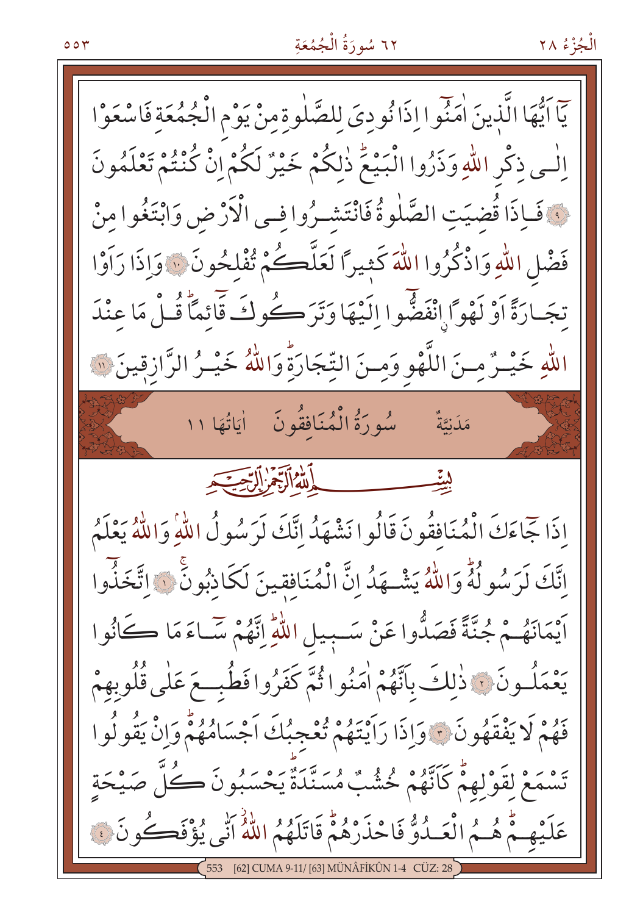يَٓا اَيُّهَا الَّذٖينَ اٰمَنُٓوا اِذَا نُودِيَ لِلصَّلٰوةِ مِنْ يَوْمِ الْجُمُعَةِ فَاسْعَوْا اِلٰى ذِكْرِ اللّٰهِ وَذَرُوا الْبَيْعَۜ ذٰلِكُمْ خَيْرٌ لَكُمْ اِنْ كُنْتُمْ تَعْلَمُونَ ﴿٩﴾ فَاِذَا قُضِيَتِ الصَّلٰوةُ فَانْتَشِرُوا فِي الْاَرْضِ وَابْتَغُوا مِنْ فَضْلِ اللّٰهِ وَاذْكُرُوا اللّٰهَ كَثٖيرًا لَعَلَّكُمْ تُفْلِحُونَ ﴿١٠﴾ وَاِذَا رَاَوْا تِجَارَةً اَوْ لَهْوًاۨ انْفَضُّٓوا اِلَيْهَا وَتَرَكُوكَ قَٓائِمًاۜ قُلْ مَا عِنْدَ اللّٰهِ خَيْرٌ مِنَ اللَّهْوِ وَمِنَ التِّجَارَةِۜ وَاللّٰهُ خَيْرُ الرَّازِقٖينَ ﴿١١﴾

## مَدَنِيَّةٌ سُورَةُ الْمُنَافِقُونَ اٰيَاتُهَا ١١

بِسْمِ اللّٰهِ الرَّحْمٰنِ الرَّحٖيمِ

اِذَا جَٓاءَكَ الْمُنَافِقُونَ قَالُوا نَشْهَدُ اِنَّكَ لَرَسُولُ اللّٰهِۢ وَاللّٰهُ يَعْلَمُ اِنَّكَ لَرَسُولُهُۜ وَاللّٰهُ يَشْهَدُ اِنَّ الْمُنَافِقٖينَ لَكَاذِبُونَۚ ﴿١﴾ اِتَّخَذُٓوا اَيْمَانَهُمْ جُنَّةً فَصَدُّوا عَنْ سَبٖيلِ اللّٰهِۜ اِنَّهُمْ سَٓاءَ مَا كَانُوا يَعْمَلُونَ ﴿٢﴾ ذٰلِكَ بِاَنَّهُمْ اٰمَنُوا ثُمَّ كَفَرُوا فَطُبِعَ عَلٰى قُلُوبِهِمْ فَهُمْ لَا يَفْقَهُونَ ﴿٣﴾ وَاِذَا رَاَيْتَهُمْ تُعْجِبُكَ اَجْسَامُهُمْۜ وَاِنْ يَقُولُوا تَسْمَعْ لِقَوْلِهِمْۜ كَاَنَّهُمْ خُشُبٌ مُسَنَّدَةٌۜ يَحْسَبُونَ كُلَّ صَيْحَةٍ عَلَيْهِمْۜ هُمُ الْعَدُوُّ فَاحْذَرْهُمْۜ قَاتَلَهُمُ اللّٰهُۘ اَنّٰى يُؤْفَكُونَ ﴿٤﴾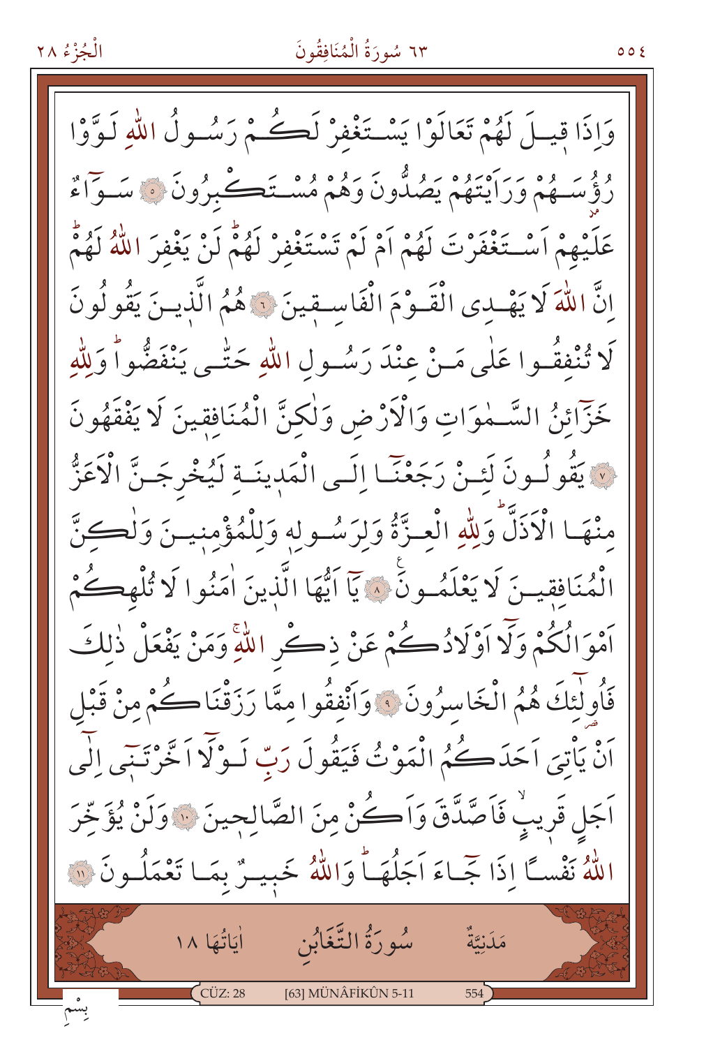وَاِذَا قِيلَ لَهُمْ تَعَالَوْا يَسْتَغْفِرْ لَكُمْ رَسُولُ اللّٰهِ لَوَّوْا رُؤُسَهُمْ وَرَاَيْتَهُمْ يَصُدُّونَ وَهُمْ مُسْتَكْبِرُونَ ﴿٥﴾ سَوَٓاءٌ عَلَيْهِمْ اَسْتَغْفَرْتَ لَهُمْ اَمْ لَمْ تَسْتَغْفِرْ لَهُمْۜ لَنْ يَغْفِرَ اللّٰهُ لَهُمْۜ اِنَّ اللّٰهَ لَا يَهْدِي الْقَوْمَ الْفَاسِقِينَ ﴿٦﴾ هُمُ الَّذِينَ يَقُولُونَ لَا تُنْفِقُوا عَلٰى مَنْ عِنْدَ رَسُولِ اللّٰهِ حَتّٰى يَنْفَضُّواۜ وَلِلّٰهِ خَزَٓائِنُ السَّمٰوَاتِ وَالْاَرْضِ وَلٰكِنَّ الْمُنَافِقِينَ لَا يَفْقَهُونَ ﴿٧﴾ يَقُولُونَ لَئِنْ رَجَعْنَٓا اِلَى الْمَدِينَةِ لَيُخْرِجَنَّ الْاَعَزُّ مِنْهَا الْاَذَلَّۜ وَلِلّٰهِ الْعِزَّةُ وَلِرَسُولِهٖ وَلِلْمُؤْمِنِينَ وَلٰكِنَّ الْمُنَافِقِينَ لَا يَعْلَمُونَ ﴿٨﴾ يَٓا اَيُّهَا الَّذِينَ اٰمَنُوا لَا تُلْهِكُمْ اَمْوَالُكُمْ وَلَٓا اَوْلَادُكُمْ عَنْ ذِكْرِ اللّٰهِۚ وَمَنْ يَفْعَلْ ذٰلِكَ فَاُو۬لٰٓئِكَ هُمُ الْخَاسِرُونَ ﴿٩﴾ وَاَنْفِقُوا مِمَّا رَزَقْنَاكُمْ مِنْ قَبْلِ اَنْ يَاْتِيَ اَحَدَكُمُ الْمَوْتُ فَيَقُولَ رَبِّ لَوْلَٓا اَخَّرْتَن۪ٓي اِلٰٓى اَجَلٍ قَر۪يبٍۙ فَاَصَّدَّقَ وَاَكُنْ مِنَ الصَّالِح۪ينَ ﴿١٠﴾ وَلَنْ يُؤَخِّرَ اللّٰهُ نَفْسًا اِذَا جَٓاءَ اَجَلُهَاۜ وَاللّٰهُ خَب۪يرٌ بِمَا تَعْمَلُونَ ﴿١١﴾

## مَدَنِيَّةٌ — سُورَةُ التَّغَابُنِ — اٰيَاتُهَا ١٨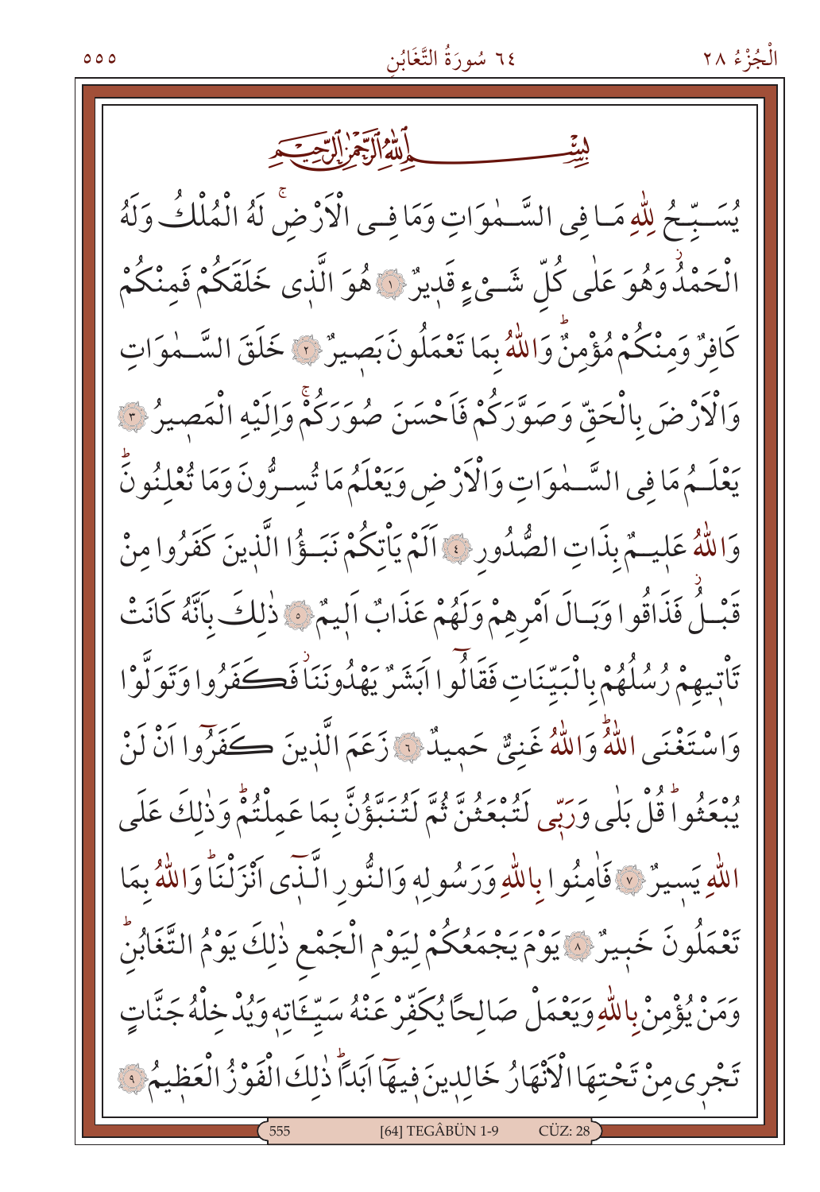بِسْمِ اللّٰهِ الرَّحْمٰنِ الرَّح۪يمِ

يُسَبِّحُ لِلّٰهِ مَا فِي السَّمٰوَاتِ وَمَا فِي الْاَرْضِۚ لَهُ الْمُلْكُ وَلَهُ الْحَمْدُۘ وَهُوَ عَلٰى كُلِّ شَيْءٍ قَد۪يرٌ ﴿١﴾ هُوَ الَّذ۪ي خَلَقَكُمْ فَمِنْكُمْ كَافِرٌ وَمِنْكُمْ مُؤْمِنٌۜ وَاللّٰهُ بِمَا تَعْمَلُونَ بَص۪يرٌ ﴿٢﴾ خَلَقَ السَّمٰوَاتِ وَالْاَرْضَ بِالْحَقِّ وَصَوَّرَكُمْ فَاَحْسَنَ صُوَرَكُمْۚ وَاِلَيْهِ الْمَص۪يرُ ﴿٣﴾ يَعْلَمُ مَا فِي السَّمٰوَاتِ وَالْاَرْضِ وَيَعْلَمُ مَا تُسِرُّونَ وَمَا تُعْلِنُونَۜ وَاللّٰهُ عَل۪يمٌ بِذَاتِ الصُّدُورِ ﴿٤﴾ اَلَمْ يَأْتِكُمْ نَبَؤُا الَّذ۪ينَ كَفَرُوا مِنْ قَبْلُۘ فَذَاقُوا وَبَالَ اَمْرِهِمْ وَلَهُمْ عَذَابٌ اَل۪يمٌ ﴿٥﴾ ذٰلِكَ بِاَنَّهُ كَانَتْ تَأْت۪يهِمْ رُسُلُهُمْ بِالْبَيِّنَاتِ فَقَالُٓوا اَبَشَرٌ يَهْدُونَنَاۘ فَكَفَرُوا وَتَوَلَّوْا وَاسْتَغْنَى اللّٰهُۜ وَاللّٰهُ غَنِيٌّ حَم۪يدٌ ﴿٦﴾ زَعَمَ الَّذ۪ينَ كَفَرُٓوا اَنْ لَنْ يُبْعَثُواۜ قُلْ بَلٰى وَرَبّ۪ي لَتُبْعَثُنَّ ثُمَّ لَتُنَبَّؤُنَّ بِمَا عَمِلْتُمْۜ وَذٰلِكَ عَلَى اللّٰهِ يَس۪يرٌ ﴿٧﴾ فَاٰمِنُوا بِاللّٰهِ وَرَسُولِه۪ وَالنُّورِ الَّـذ۪ٓي اَنْزَلْنَاۜ وَاللّٰهُ بِمَا تَعْمَلُونَ خَب۪يرٌ ﴿٨﴾ يَوْمَ يَجْمَعُكُمْ لِيَوْمِ الْجَمْعِ ذٰلِكَ يَوْمُ التَّغَابُنِۜ وَمَنْ يُؤْمِنْ بِاللّٰهِ وَيَعْمَلْ صَالِحًا يُكَفِّرْ عَنْهُ سَيِّـَٔاتِه۪ وَيُدْخِلْهُ جَنَّاتٍ تَجْر۪ي مِنْ تَحْتِهَا الْاَنْهَارُ خَالِد۪ينَ ف۪يهَٓا اَبَدًاۜ ذٰلِكَ الْفَوْزُ الْعَظ۪يمُ ﴿٩﴾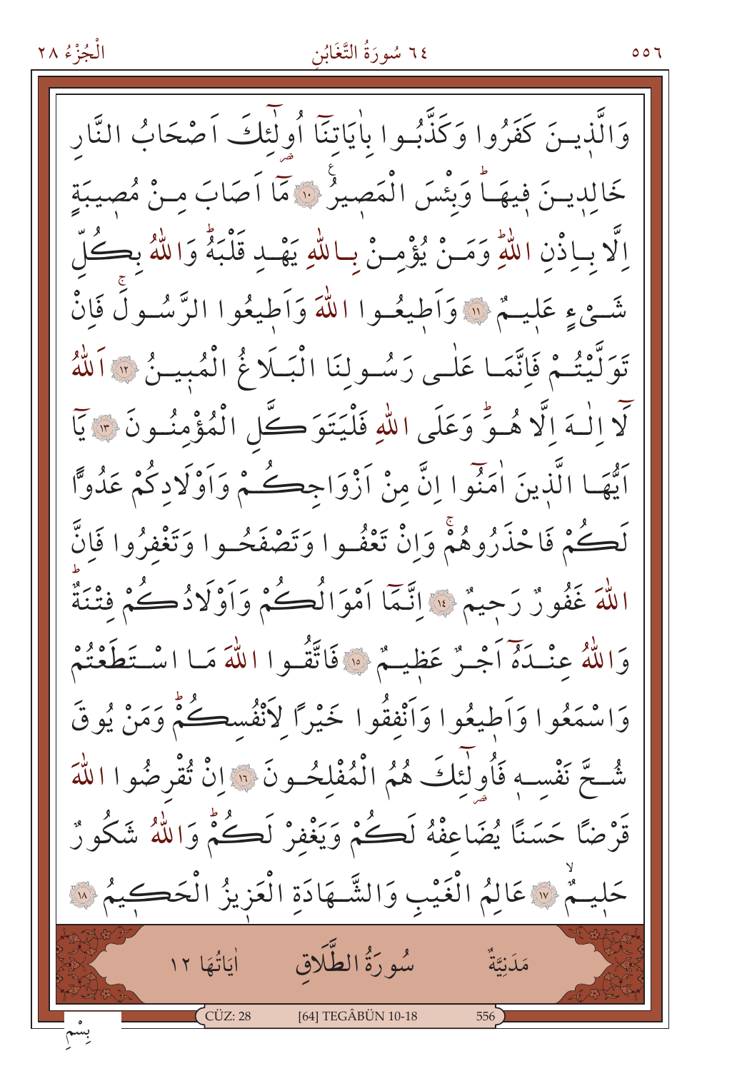وَالَّذِينَ كَفَرُوا وَكَذَّبُوا بِاٰيَاتِنَٓا اُولٰٓئِكَ اَصْحَابُ النَّارِ خَالِدِينَ فِيهَاۜ وَبِئْسَ الْمَصِيرُ ﴿١٠﴾ مَٓا اَصَابَ مِنْ مُصِيبَةٍ اِلَّا بِاِذْنِ اللّٰهِۜ وَمَنْ يُؤْمِنْ بِاللّٰهِ يَهْدِ قَلْبَهُۜ وَاللّٰهُ بِكُلِّ شَيْءٍ عَلِيمٌ ﴿١١﴾ وَاَطِيعُوا اللّٰهَ وَاَطِيعُوا الرَّسُولَۚ فَاِنْ تَوَلَّيْتُمْ فَاِنَّمَا عَلٰى رَسُولِنَا الْبَلَاغُ الْمُبِينُ ﴿١٢﴾ اَللّٰهُ لَٓا اِلٰهَ اِلَّا هُوَۜ وَعَلَى اللّٰهِ فَلْيَتَوَكَّلِ الْمُؤْمِنُونَ ﴿١٣﴾ يَٓا اَيُّهَا الَّذِينَ اٰمَنُٓوا اِنَّ مِنْ اَزْوَاجِكُمْ وَاَوْلَادِكُمْ عَدُوًّا لَكُمْ فَاحْذَرُوهُمْۚ وَاِنْ تَعْفُوا وَتَصْفَحُوا وَتَغْفِرُوا فَاِنَّ اللّٰهَ غَفُورٌ رَحِيمٌ ﴿١٤﴾ اِنَّمَٓا اَمْوَالُكُمْ وَاَوْلَادُكُمْ فِتْنَةٌۜ وَاللّٰهُ عِنْدَهُٓ اَجْرٌ عَظِيمٌ ﴿١٥﴾ فَاتَّقُوا اللّٰهَ مَا اسْتَطَعْتُمْ وَاسْمَعُوا وَاَطِيعُوا وَاَنْفِقُوا خَيْرًا لِاَنْفُسِكُمْۜ وَمَنْ يُوقَ شُحَّ نَفْسِهِ فَاُولٰٓئِكَ هُمُ الْمُفْلِحُونَ ﴿١٦﴾ اِنْ تُقْرِضُوا اللّٰهَ قَرْضًا حَسَنًا يُضَاعِفْهُ لَكُمْ وَيَغْفِرْ لَكُمْۜ وَاللّٰهُ شَكُورٌ حَلِيمٌۙ ﴿١٧﴾ عَالِمُ الْغَيْبِ وَالشَّهَادَةِ الْعَزِيزُ الْحَكِيمُ ﴿١٨﴾

## سُورَةُ الطَّلَاقِ

مَدَنِيَّةٌ — اٰيَاتُهَا ١٢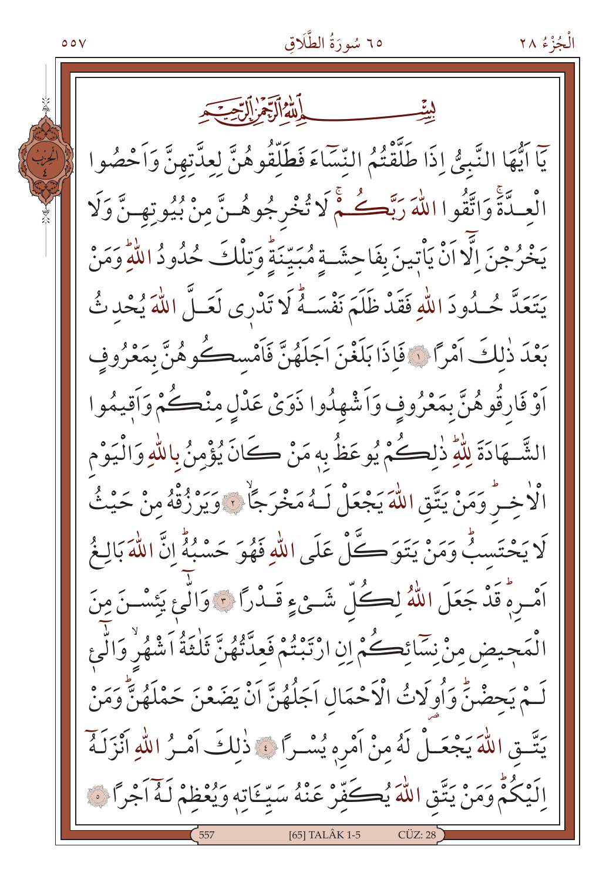بِسْمِ اللّٰهِ الرَّحْمٰنِ الرَّح۪يمِ

يَٓا اَيُّهَا النَّبِيُّ اِذَا طَلَّقْتُمُ النِّسَٓاءَ فَطَلِّقُوهُنَّ لِعِدَّتِهِنَّ وَاَحْصُوا الْعِدَّةَۚ وَاتَّقُوا اللّٰهَ رَبَّكُمْۚ لَا تُخْرِجُوهُنَّ مِنْ بُيُوتِهِنَّ وَلَا يَخْرُجْنَ اِلَّٓا اَنْ يَأْت۪ينَ بِفَاحِشَةٍ مُبَيِّنَةٍۜ وَتِلْكَ حُدُودُ اللّٰهِۜ وَمَنْ يَتَعَدَّ حُدُودَ اللّٰهِ فَقَدْ ظَلَمَ نَفْسَهُۜ لَا تَدْر۪ي لَعَلَّ اللّٰهَ يُحْدِثُ بَعْدَ ذٰلِكَ اَمْراً ﴿١﴾ فَاِذَا بَلَغْنَ اَجَلَهُنَّ فَاَمْسِكُوهُنَّ بِمَعْرُوفٍ اَوْ فَارِقُوهُنَّ بِمَعْرُوفٍ وَاَشْهِدُوا ذَوَيْ عَدْلٍ مِنْكُمْ وَاَق۪يمُوا الشَّهَادَةَ لِلّٰهِۜ ذٰلِكُمْ يُوعَظُ بِه۪ مَنْ كَانَ يُؤْمِنُ بِاللّٰهِ وَالْيَوْمِ الْاٰخِرِۜ وَمَنْ يَتَّقِ اللّٰهَ يَجْعَلْ لَهُ مَخْرَجاًۙ ﴿٢﴾ وَيَرْزُقْهُ مِنْ حَيْثُ لَا يَحْتَسِبُۜ وَمَنْ يَتَوَكَّلْ عَلَى اللّٰهِ فَهُوَ حَسْبُهُۜ اِنَّ اللّٰهَ بَالِغُ اَمْرِه۪ۜ قَدْ جَعَلَ اللّٰهُ لِكُلِّ شَيْءٍ قَدْراً ﴿٣﴾ وَالّٰٓـ۪ٔي يَئِسْنَ مِنَ الْمَح۪يضِ مِنْ نِسَٓائِكُمْ اِنِ ارْتَبْتُمْ فَعِدَّتُهُنَّ ثَلٰثَةُ اَشْهُرٍۙ وَالّٰٓـ۪ٔي لَمْ يَحِضْنَۜ وَاُو۬لَاتُ الْاَحْمَالِ اَجَلُهُنَّ اَنْ يَضَعْنَ حَمْلَهُنَّۜ وَمَنْ يَتَّقِ اللّٰهَ يَجْعَلْ لَهُ مِنْ اَمْرِه۪ يُسْراً ﴿٤﴾ ذٰلِكَ اَمْرُ اللّٰهِ اَنْزَلَهُٓ اِلَيْكُمْۜ وَمَنْ يَتَّقِ اللّٰهَ يُكَفِّرْ عَنْهُ سَيِّـَٔاتِه۪ وَيُعْظِمْ لَهُٓ اَجْراً ﴿٥﴾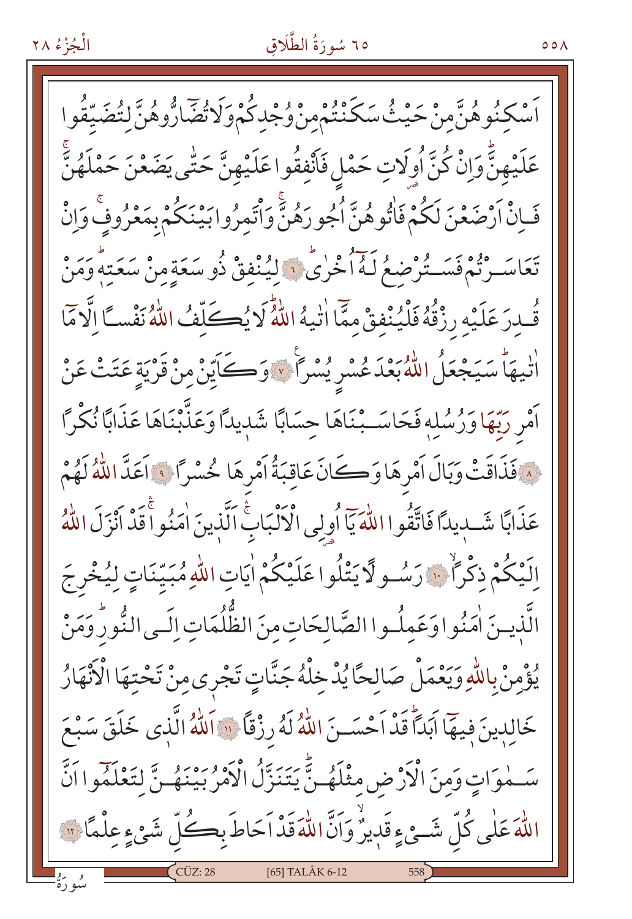اَسْكِنُوهُنَّ مِنْ حَيْثُ سَكَنْتُمْ مِنْ وُجْدِكُمْ وَلَا تُضَٓارُّوهُنَّ لِتُضَيِّقُوا عَلَيْهِنَّۜ وَاِنْ كُنَّ اُولَاتِ حَمْلٍ فَاَنْفِقُوا عَلَيْهِنَّ حَتّٰى يَضَعْنَ حَمْلَهُنَّۚ فَاِنْ اَرْضَعْنَ لَكُمْ فَاٰتُوهُنَّ اُجُورَهُنَّۚ وَاْتَمِرُوا بَيْنَكُمْ بِمَعْرُوفٍۚ وَاِنْ تَعَاسَرْتُمْ فَسَتُرْضِعُ لَهُٓ اُخْرٰىۜ ﴿٦﴾ لِيُنْفِقْ ذُو سَعَةٍ مِنْ سَعَتِهٖۜ وَمَنْ قُدِرَ عَلَيْهِ رِزْقُهُ فَلْيُنْفِقْ مِمَّٓا اٰتٰيهُ اللّٰهُۜ لَا يُكَلِّفُ اللّٰهُ نَفْسًا اِلَّا مَٓا اٰتٰيهَاۜ سَيَجْعَلُ اللّٰهُ بَعْدَ عُسْرٍ يُسْرًاࣖ ﴿٧﴾ وَكَاَيِّنْ مِنْ قَرْيَةٍ عَتَتْ عَنْ اَمْرِ رَبِّهَا وَرُسُلِهٖ فَحَاسَبْنَاهَا حِسَابًا شَدِيدًا وَعَذَّبْنَاهَا عَذَابًا نُكْرًا ﴿٨﴾ فَذَاقَتْ وَبَالَ اَمْرِهَا وَكَانَ عَاقِبَةُ اَمْرِهَا خُسْرًا ﴿٩﴾ اَعَدَّ اللّٰهُ لَهُمْ عَذَابًا شَدِيدًا فَاتَّقُوا اللّٰهَ يَٓا اُولِي الْاَلْبَابِۚ اَلَّذِينَ اٰمَنُواۚ قَدْ اَنْزَلَ اللّٰهُ اِلَيْكُمْ ذِكْرًاۙ ﴿١٠﴾ رَسُولًا يَتْلُوا عَلَيْكُمْ اٰيَاتِ اللّٰهِ مُبَيِّنَاتٍ لِيُخْرِجَ الَّذِينَ اٰمَنُوا وَعَمِلُوا الصَّالِحَاتِ مِنَ الظُّلُمَاتِ اِلَى النُّورِۜ وَمَنْ يُؤْمِنْ بِاللّٰهِ وَيَعْمَلْ صَالِحًا يُدْخِلْهُ جَنَّاتٍ تَجْرِي مِنْ تَحْتِهَا الْاَنْهَارُ خَالِدِينَ فِيهَٓا اَبَدًاۜ قَدْ اَحْسَنَ اللّٰهُ لَهُ رِزْقًا ﴿١١﴾ اَللّٰهُ الَّذِي خَلَقَ سَبْعَ سَمٰوَاتٍ وَمِنَ الْاَرْضِ مِثْلَهُنَّۜ يَتَنَزَّلُ الْاَمْرُ بَيْنَهُنَّ لِتَعْلَمُٓوا اَنَّ اللّٰهَ عَلٰى كُلِّ شَيْءٍ قَدِيرٌۙ وَاَنَّ اللّٰهَ قَدْ اَحَاطَ بِكُلِّ شَيْءٍ عِلْمًا ﴿١٢﴾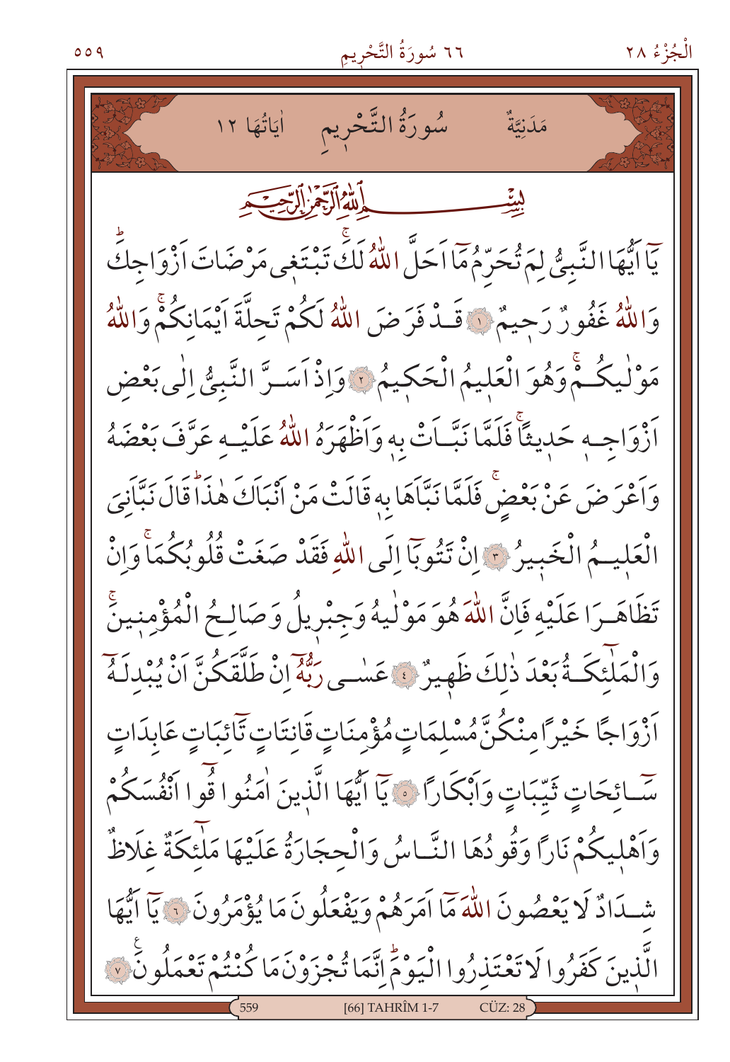مَدَنِيَّةٌ ‏ سُورَةُ التَّحْرِيمِ ‏ اٰيَاتُهَا ١٢

بِسْمِ اللّٰهِ الرَّحْمٰنِ الرَّح۪يمِ

يَٓا اَيُّهَا النَّبِيُّ لِمَ تُحَرِّمُ مَٓا اَحَلَّ اللّٰهُ لَكَۚ تَبْتَغ۪ي مَرْضَاتَ اَزْوَاجِكَۜ وَاللّٰهُ غَفُورٌ رَح۪يمٌ ﴿١﴾ قَدْ فَرَضَ اللّٰهُ لَكُمْ تَحِلَّةَ اَيْمَانِكُمْۚ وَاللّٰهُ مَوْلٰيكُمْۚ وَهُوَ الْعَل۪يمُ الْحَك۪يمُ ﴿٢﴾ وَاِذْ اَسَرَّ النَّبِيُّ اِلٰى بَعْضِ اَزْوَاجِه۪ حَد۪يثاًۚ فَلَمَّا نَبَّاَتْ بِه۪ وَاَظْهَرَهُ اللّٰهُ عَلَيْهِ عَرَّفَ بَعْضَهُ وَاَعْرَضَ عَنْ بَعْضٍۚ فَلَمَّا نَبَّاَهَا بِه۪ قَالَتْ مَنْ اَنْبَاَكَ هٰذَاۜ قَالَ نَبَّاَنِيَ الْعَل۪يمُ الْخَب۪يرُ ﴿٣﴾ اِنْ تَتُوبَٓا اِلَى اللّٰهِ فَقَدْ صَغَتْ قُلُوبُكُمَاۚ وَاِنْ تَظَاهَرَا عَلَيْهِ فَاِنَّ اللّٰهَ هُوَ مَوْلٰيهُ وَجِبْر۪يلُ وَصَالِحُ الْمُؤْمِن۪ينَۚ وَالْمَلٰٓئِكَةُ بَعْدَ ذٰلِكَ ظَه۪يرٌ ﴿٤﴾ عَسٰى رَبُّهُٓ اِنْ طَلَّقَكُنَّ اَنْ يُبْدِلَهُٓ اَزْوَاجاً خَيْراً مِنْكُنَّ مُسْلِمَاتٍ مُؤْمِنَاتٍ قَانِتَاتٍ تَٓائِبَاتٍ عَابِدَاتٍ سَٓائِحَاتٍ ثَيِّبَاتٍ وَاَبْكَاراً ﴿٥﴾ يَٓا اَيُّهَا الَّذ۪ينَ اٰمَنُوا قُٓوا اَنْفُسَكُمْ وَاَهْل۪يكُمْ نَاراً وَقُودُهَا النَّاسُ وَالْحِجَارَةُ عَلَيْهَا مَلٰٓئِكَةٌ غِلَاظٌ شِدَادٌ لَا يَعْصُونَ اللّٰهَ مَٓا اَمَرَهُمْ وَيَفْعَلُونَ مَا يُؤْمَرُونَ ﴿٦﴾ يَٓا اَيُّهَا الَّذ۪ينَ كَفَرُوا لَا تَعْتَذِرُوا الْيَوْمَۜ اِنَّمَا تُجْزَوْنَ مَا كُنْتُمْ تَعْمَلُونَ ﴿٧﴾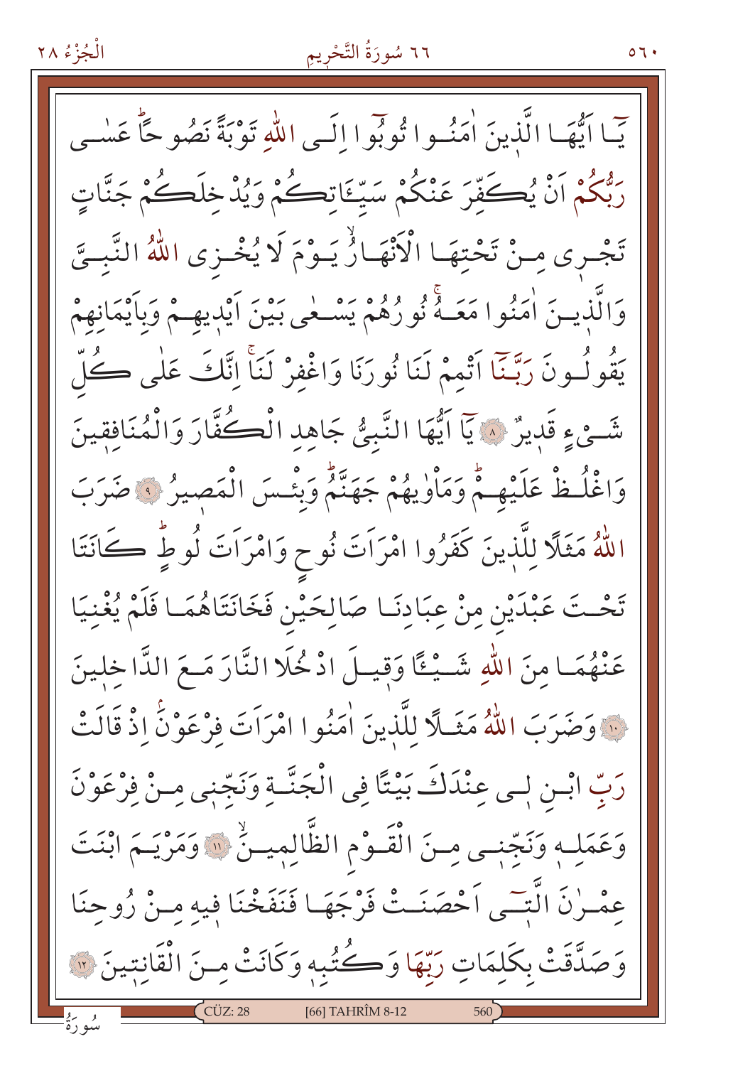يَٓا اَيُّهَا الَّذِينَ اٰمَنُوا تُوبُٓوا اِلَى اللّٰهِ تَوْبَةً نَصُوحاًۜ عَسٰى رَبُّكُمْ اَنْ يُكَفِّرَ عَنْكُمْ سَيِّـَٔاتِكُمْ وَيُدْخِلَكُمْ جَنَّاتٍ تَجْر۪ي مِنْ تَحْتِهَا الْاَنْهَارُۙ يَوْمَ لَا يُخْزِي اللّٰهُ النَّبِيَّ وَالَّذ۪ينَ اٰمَنُوا مَعَهُۚ نُورُهُمْ يَسْعٰى بَيْنَ اَيْد۪يهِمْ وَبِاَيْمَانِهِمْ يَقُولُونَ رَبَّنَٓا اَتْمِمْ لَنَا نُورَنَا وَاغْفِرْ لَنَاۚ اِنَّكَ عَلٰى كُلِّ شَيْءٍ قَد۪يرٌ ﴿٨﴾ يَٓا اَيُّهَا النَّبِيُّ جَاهِدِ الْكُفَّارَ وَالْمُنَافِق۪ينَ وَاغْلُظْ عَلَيْهِمْۜ وَمَاْوٰيهُمْ جَهَنَّمُۜ وَبِئْسَ الْمَص۪يرُ ﴿٩﴾ ضَرَبَ اللّٰهُ مَثَلًا لِلَّذ۪ينَ كَفَرُوا امْرَاَتَ نُوحٍ وَامْرَاَتَ لُوطٍۜ كَانَتَا تَحْتَ عَبْدَيْنِ مِنْ عِبَادِنَا صَالِحَيْنِ فَخَانَتَاهُمَا فَلَمْ يُغْنِيَا عَنْهُمَا مِنَ اللّٰهِ شَيْـًٔا وَق۪يلَ ادْخُلَا النَّارَ مَعَ الدَّاخِل۪ينَ ﴿١٠﴾ وَضَرَبَ اللّٰهُ مَثَلًا لِلَّذ۪ينَ اٰمَنُوا امْرَاَتَ فِرْعَوْنَۢ اِذْ قَالَتْ رَبِّ ابْنِ ل۪ي عِنْدَكَ بَيْتًا فِي الْجَنَّةِ وَنَجِّن۪ي مِنْ فِرْعَوْنَ وَعَمَلِه۪ وَنَجِّن۪ي مِنَ الْقَوْمِ الظَّالِم۪ينَۙ ﴿١١﴾ وَمَرْيَمَ ابْنَتَ عِمْرٰنَ الَّت۪ٓي اَحْصَنَتْ فَرْجَهَا فَنَفَخْنَا ف۪يهِ مِنْ رُوحِنَا وَصَدَّقَتْ بِكَلِمَاتِ رَبِّهَا وَكُتُبِه۪ وَكَانَتْ مِنَ الْقَانِت۪ينَ ﴿١٢﴾